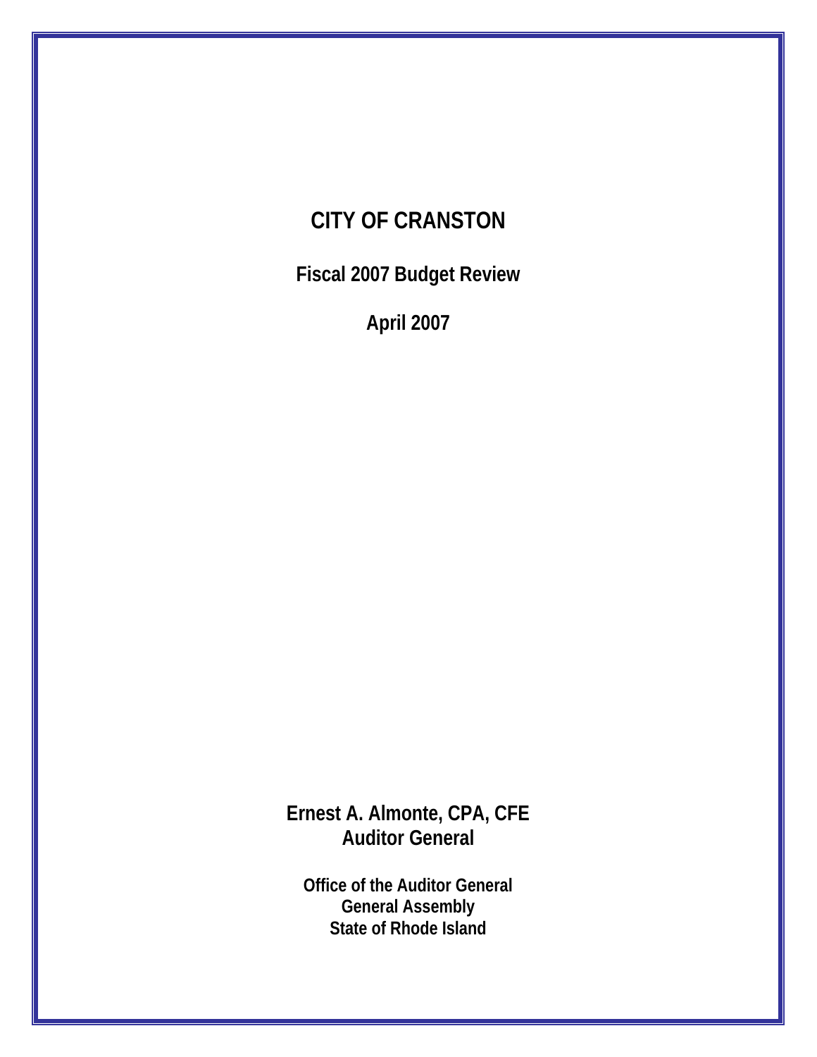# CITY OF CRANSTON

## Fiscal 2007 Budget Review

## April 2007

**Ernest A. Almonte, CPA, CFE**
**Auditor General**

**Office of the Auditor General**
**General Assembly**
**State of Rhode Island**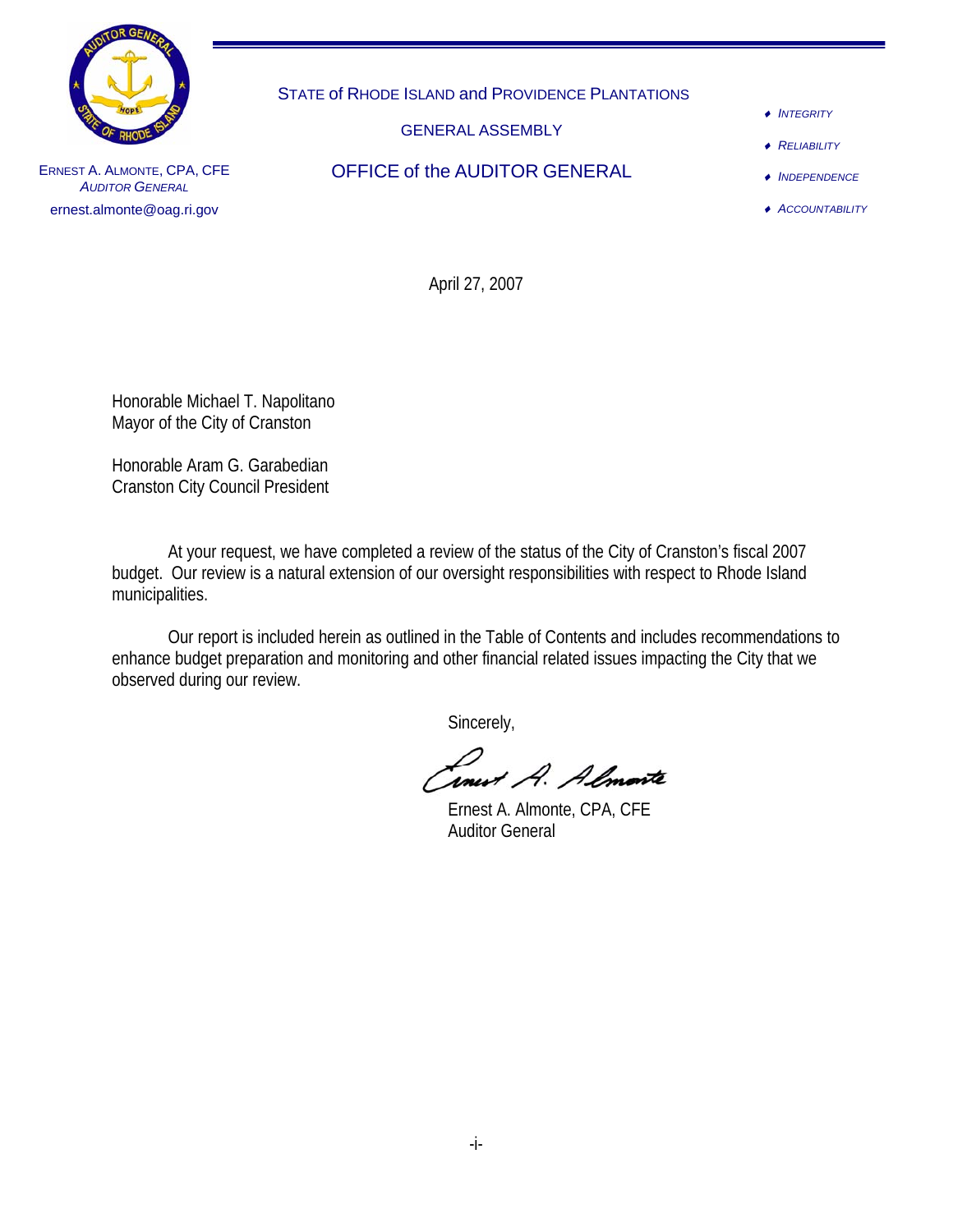STATE of RHODE ISLAND and PROVIDENCE PLANTATIONS

GENERAL ASSEMBLY

OFFICE of the AUDITOR GENERAL

ERNEST A. ALMONTE, CPA, CFE
*AUDITOR GENERAL*
ernest.almonte@oag.ri.gov

- *INTEGRITY*
- *RELIABILITY*
- *INDEPENDENCE*
- *ACCOUNTABILITY*

April 27, 2007

Honorable Michael T. Napolitano
Mayor of the City of Cranston

Honorable Aram G. Garabedian
Cranston City Council President

At your request, we have completed a review of the status of the City of Cranston's fiscal 2007 budget. Our review is a natural extension of our oversight responsibilities with respect to Rhode Island municipalities.

Our report is included herein as outlined in the Table of Contents and includes recommendations to enhance budget preparation and monitoring and other financial related issues impacting the City that we observed during our review.

Sincerely,

Ernest A. Almonte, CPA, CFE
Auditor General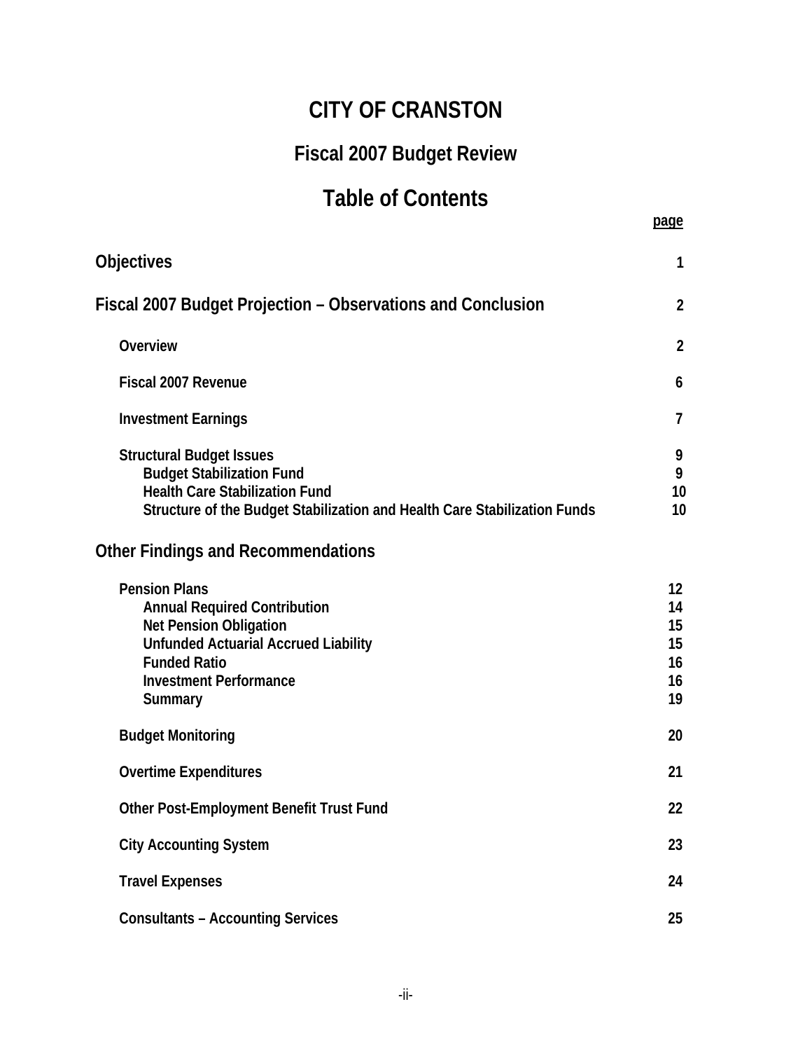# CITY OF CRANSTON

## Fiscal 2007 Budget Review

## Table of Contents

| | page |
|---|---|
| **Objectives** | 1 |
| **Fiscal 2007 Budget Projection – Observations and Conclusion** | 2 |
| Overview | 2 |
| Fiscal 2007 Revenue | 6 |
| Investment Earnings | 7 |
| Structural Budget Issues | 9 |
| Budget Stabilization Fund | 9 |
| Health Care Stabilization Fund | 10 |
| Structure of the Budget Stabilization and Health Care Stabilization Funds | 10 |
| **Other Findings and Recommendations** | |
| Pension Plans | 12 |
| Annual Required Contribution | 14 |
| Net Pension Obligation | 15 |
| Unfunded Actuarial Accrued Liability | 15 |
| Funded Ratio | 16 |
| Investment Performance | 16 |
| Summary | 19 |
| Budget Monitoring | 20 |
| Overtime Expenditures | 21 |
| Other Post-Employment Benefit Trust Fund | 22 |
| City Accounting System | 23 |
| Travel Expenses | 24 |
| Consultants – Accounting Services | 25 |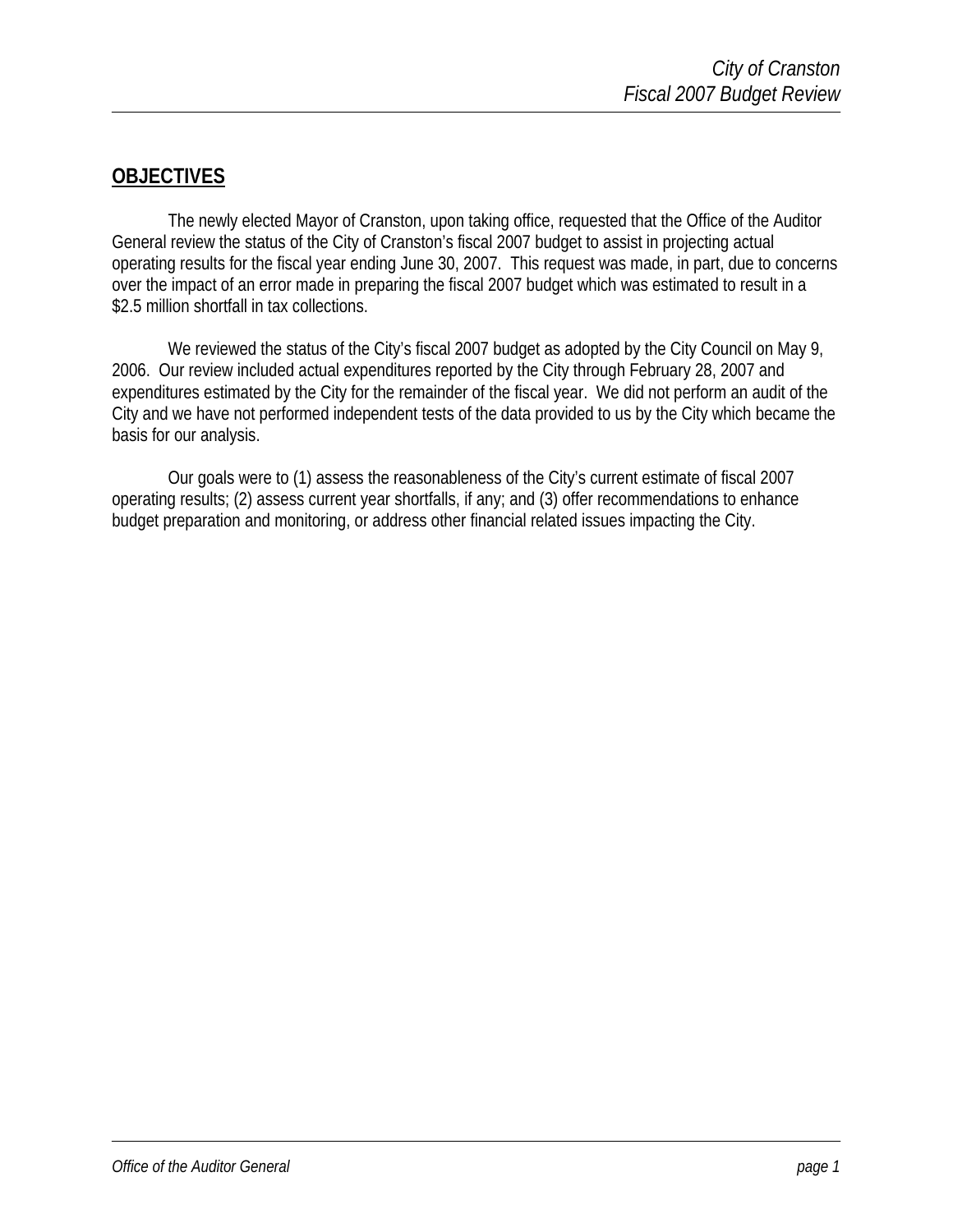## OBJECTIVES

The newly elected Mayor of Cranston, upon taking office, requested that the Office of the Auditor General review the status of the City of Cranston's fiscal 2007 budget to assist in projecting actual operating results for the fiscal year ending June 30, 2007. This request was made, in part, due to concerns over the impact of an error made in preparing the fiscal 2007 budget which was estimated to result in a $2.5 million shortfall in tax collections.

We reviewed the status of the City's fiscal 2007 budget as adopted by the City Council on May 9, 2006. Our review included actual expenditures reported by the City through February 28, 2007 and expenditures estimated by the City for the remainder of the fiscal year. We did not perform an audit of the City and we have not performed independent tests of the data provided to us by the City which became the basis for our analysis.

Our goals were to (1) assess the reasonableness of the City's current estimate of fiscal 2007 operating results; (2) assess current year shortfalls, if any; and (3) offer recommendations to enhance budget preparation and monitoring, or address other financial related issues impacting the City.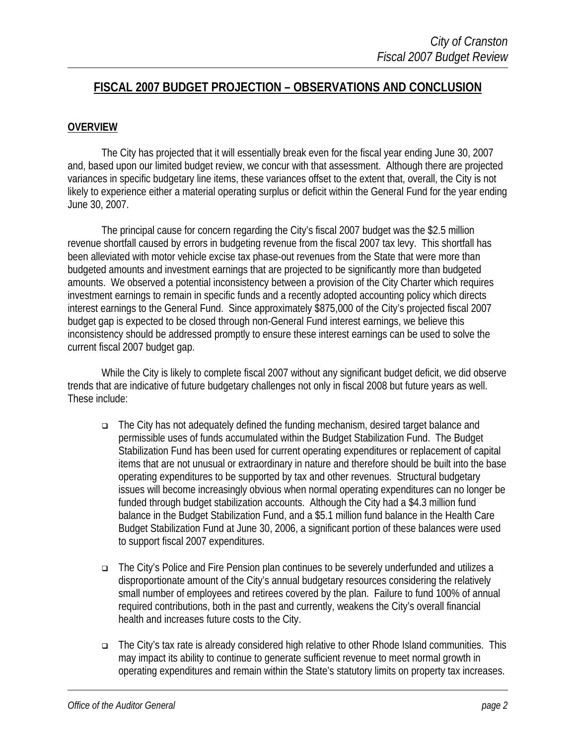## FISCAL 2007 BUDGET PROJECTION – OBSERVATIONS AND CONCLUSION

### OVERVIEW

The City has projected that it will essentially break even for the fiscal year ending June 30, 2007 and, based upon our limited budget review, we concur with that assessment. Although there are projected variances in specific budgetary line items, these variances offset to the extent that, overall, the City is not likely to experience either a material operating surplus or deficit within the General Fund for the year ending June 30, 2007.

The principal cause for concern regarding the City's fiscal 2007 budget was the $2.5 million revenue shortfall caused by errors in budgeting revenue from the fiscal 2007 tax levy. This shortfall has been alleviated with motor vehicle excise tax phase-out revenues from the State that were more than budgeted amounts and investment earnings that are projected to be significantly more than budgeted amounts. We observed a potential inconsistency between a provision of the City Charter which requires investment earnings to remain in specific funds and a recently adopted accounting policy which directs interest earnings to the General Fund. Since approximately $875,000 of the City's projected fiscal 2007 budget gap is expected to be closed through non-General Fund interest earnings, we believe this inconsistency should be addressed promptly to ensure these interest earnings can be used to solve the current fiscal 2007 budget gap.

While the City is likely to complete fiscal 2007 without any significant budget deficit, we did observe trends that are indicative of future budgetary challenges not only in fiscal 2008 but future years as well. These include:

- The City has not adequately defined the funding mechanism, desired target balance and permissible uses of funds accumulated within the Budget Stabilization Fund. The Budget Stabilization Fund has been used for current operating expenditures or replacement of capital items that are not unusual or extraordinary in nature and therefore should be built into the base operating expenditures to be supported by tax and other revenues. Structural budgetary issues will become increasingly obvious when normal operating expenditures can no longer be funded through budget stabilization accounts. Although the City had a $4.3 million fund balance in the Budget Stabilization Fund, and a $5.1 million fund balance in the Health Care Budget Stabilization Fund at June 30, 2006, a significant portion of these balances were used to support fiscal 2007 expenditures.

- The City's Police and Fire Pension plan continues to be severely underfunded and utilizes a disproportionate amount of the City's annual budgetary resources considering the relatively small number of employees and retirees covered by the plan. Failure to fund 100% of annual required contributions, both in the past and currently, weakens the City's overall financial health and increases future costs to the City.

- The City's tax rate is already considered high relative to other Rhode Island communities. This may impact its ability to continue to generate sufficient revenue to meet normal growth in operating expenditures and remain within the State's statutory limits on property tax increases.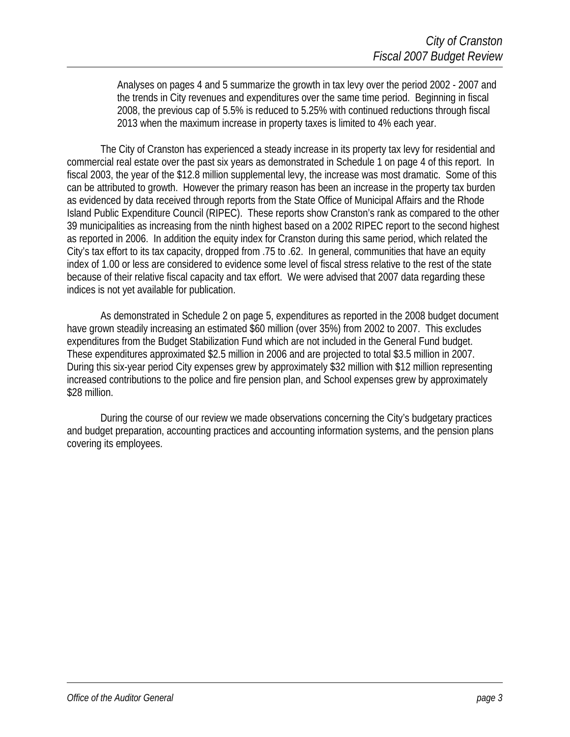Analyses on pages 4 and 5 summarize the growth in tax levy over the period 2002 - 2007 and the trends in City revenues and expenditures over the same time period. Beginning in fiscal 2008, the previous cap of 5.5% is reduced to 5.25% with continued reductions through fiscal 2013 when the maximum increase in property taxes is limited to 4% each year.

The City of Cranston has experienced a steady increase in its property tax levy for residential and commercial real estate over the past six years as demonstrated in Schedule 1 on page 4 of this report. In fiscal 2003, the year of the $12.8 million supplemental levy, the increase was most dramatic. Some of this can be attributed to growth. However the primary reason has been an increase in the property tax burden as evidenced by data received through reports from the State Office of Municipal Affairs and the Rhode Island Public Expenditure Council (RIPEC). These reports show Cranston's rank as compared to the other 39 municipalities as increasing from the ninth highest based on a 2002 RIPEC report to the second highest as reported in 2006. In addition the equity index for Cranston during this same period, which related the City's tax effort to its tax capacity, dropped from .75 to .62. In general, communities that have an equity index of 1.00 or less are considered to evidence some level of fiscal stress relative to the rest of the state because of their relative fiscal capacity and tax effort. We were advised that 2007 data regarding these indices is not yet available for publication.

As demonstrated in Schedule 2 on page 5, expenditures as reported in the 2008 budget document have grown steadily increasing an estimated $60 million (over 35%) from 2002 to 2007. This excludes expenditures from the Budget Stabilization Fund which are not included in the General Fund budget. These expenditures approximated $2.5 million in 2006 and are projected to total $3.5 million in 2007. During this six-year period City expenses grew by approximately $32 million with $12 million representing increased contributions to the police and fire pension plan, and School expenses grew by approximately $28 million.

During the course of our review we made observations concerning the City's budgetary practices and budget preparation, accounting practices and accounting information systems, and the pension plans covering its employees.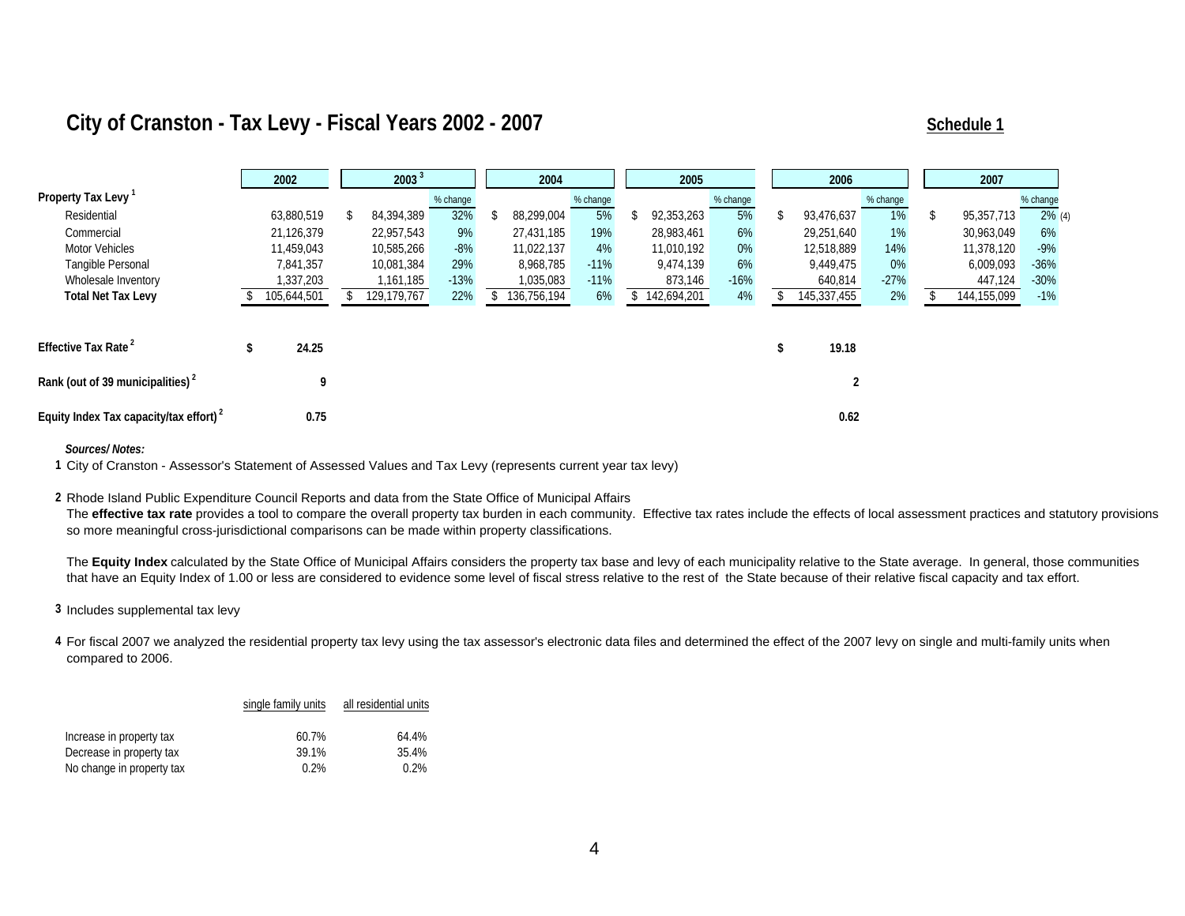# City of Cranston - Tax Levy - Fiscal Years 2002 - 2007

**Schedule 1**

| | 2002 | 2003[3] | | 2004 | | 2005 | | 2006 | | 2007 | |
|---|---|---|---|---|---|---|---|---|---|---|---|
| **Property Tax Levy**[1] | | | % change | | % change | | % change | | % change | | % change |
| Residential | 63,880,519 | $ 84,394,389 | 32% | $ 88,299,004 | 5% | $ 92,353,263 | 5% | $ 93,476,637 | 1% | $ 95,357,713 | 2% (4) |
| Commercial | 21,126,379 | 22,957,543 | 9% | 27,431,185 | 19% | 28,983,461 | 6% | 29,251,640 | 1% | 30,963,049 | 6% |
| Motor Vehicles | 11,459,043 | 10,585,266 | -8% | 11,022,137 | 4% | 11,010,192 | 0% | 12,518,889 | 14% | 11,378,120 | -9% |
| Tangible Personal | 7,841,357 | 10,081,384 | 29% | 8,968,785 | -11% | 9,474,139 | 6% | 9,449,475 | 0% | 6,009,093 | -36% |
| Wholesale Inventory | 1,337,203 | 1,161,185 | -13% | 1,035,083 | -11% | 873,146 | -16% | 640,814 | -27% | 447,124 | -30% |
| **Total Net Tax Levy** | $ 105,644,501 | $ 129,179,767 | 22% | $ 136,756,194 | 6% | $ 142,694,201 | 4% | $ 145,337,455 | 2% | $ 144,155,099 | -1% |
| | | | | | | | | | | | |
| **Effective Tax Rate**[2] | **$ 24.25** | | | | | | | **$ 19.18** | | | |
| **Rank (out of 39 municipalities)**[2] | **9** | | | | | | | **2** | | | |
| **Equity Index Tax capacity/tax effort)**[2] | **0.75** | | | | | | | **0.62** | | | |

***Sources/ Notes:***

**1** City of Cranston - Assessor's Statement of Assessed Values and Tax Levy (represents current year tax levy)

**2** Rhode Island Public Expenditure Council Reports and data from the State Office of Municipal Affairs
The **effective tax rate** provides a tool to compare the overall property tax burden in each community. Effective tax rates include the effects of local assessment practices and statutory provisions so more meaningful cross-jurisdictional comparisons can be made within property classifications.

The **Equity Index** calculated by the State Office of Municipal Affairs considers the property tax base and levy of each municipality relative to the State average. In general, those communities that have an Equity Index of 1.00 or less are considered to evidence some level of fiscal stress relative to the rest of the State because of their relative fiscal capacity and tax effort.

**3** Includes supplemental tax levy

**4** For fiscal 2007 we analyzed the residential property tax levy using the tax assessor's electronic data files and determined the effect of the 2007 levy on single and multi-family units when compared to 2006.

| | single family units | all residential units |
|---|---|---|
| Increase in property tax | 60.7% | 64.4% |
| Decrease in property tax | 39.1% | 35.4% |
| No change in property tax | 0.2% | 0.2% |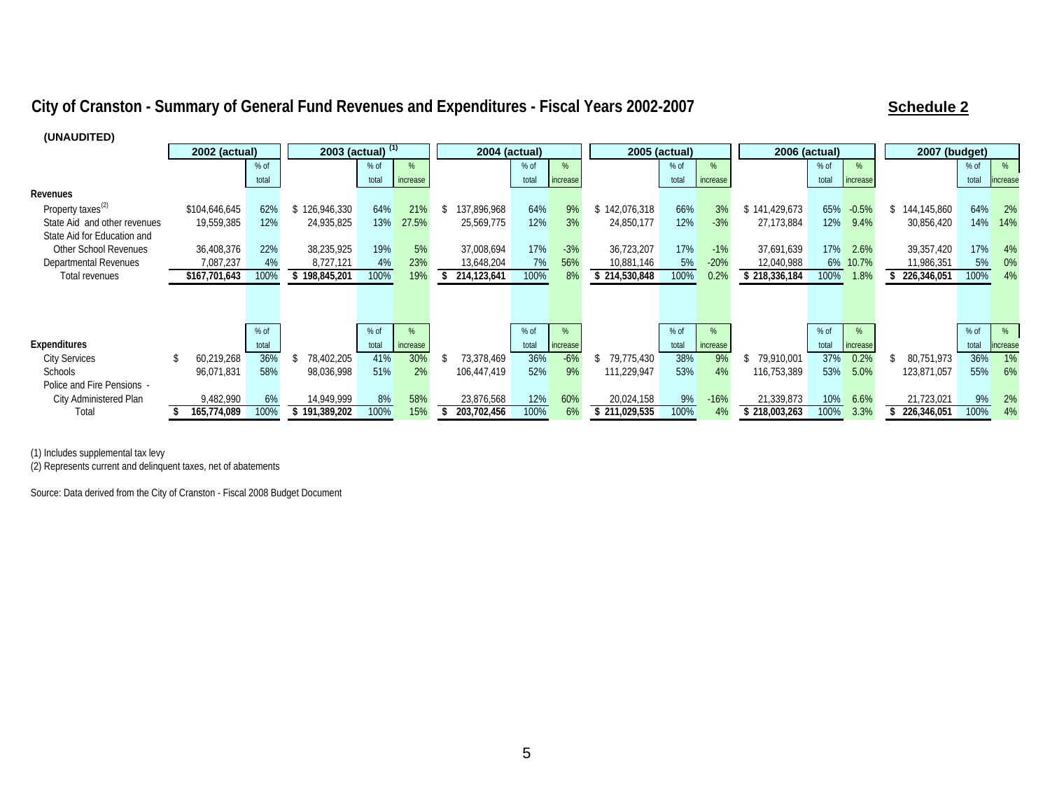# City of Cranston - Summary of General Fund Revenues and Expenditures - Fiscal Years 2002-2007

**Schedule 2**

**(UNAUDITED)**

| | 2002 (actual) | | 2003 (actual) [1] | | | 2004 (actual) | | | 2005 (actual) | | | 2006 (actual) | | | 2007 (budget) | | |
|---|---|---|---|---|---|---|---|---|---|---|---|---|---|---|---|---|---|
| | | % of total | | % of total | % increase | | % of total | % increase | | % of total | % increase | | % of total | % increase | | % of total | % increase |
| **Revenues** | | | | | | | | | | | | | | | | | |
| Property taxes[2] | $104,646,645 | 62% | $ 126,946,330 | 64% | 21% | $ 137,896,968 | 64% | 9% | $ 142,076,318 | 66% | 3% | $ 141,429,673 | 65% | -0.5% | $ 144,145,860 | 64% | 2% |
| State Aid and other revenues | 19,559,385 | 12% | 24,935,825 | 13% | 27.5% | 25,569,775 | 12% | 3% | 24,850,177 | 12% | -3% | 27,173,884 | 12% | 9.4% | 30,856,420 | 14% | 14% |
| State Aid for Education and Other School Revenues | 36,408,376 | 22% | 38,235,925 | 19% | 5% | 37,008,694 | 17% | -3% | 36,723,207 | 17% | -1% | 37,691,639 | 17% | 2.6% | 39,357,420 | 17% | 4% |
| Departmental Revenues | 7,087,237 | 4% | 8,727,121 | 4% | 23% | 13,648,204 | 7% | 56% | 10,881,146 | 5% | -20% | 12,040,988 | 6% | 10.7% | 11,986,351 | 5% | 0% |
| Total revenues | $167,701,643 | 100% | $ 198,845,201 | 100% | 19% | $ 214,123,641 | 100% | 8% | $ 214,530,848 | 100% | 0.2% | $ 218,336,184 | 100% | 1.8% | $ 226,346,051 | 100% | 4% |
| | | % of total | | % of total | % increase | | % of total | % increase | | % of total | % increase | | % of total | % increase | | % of total | % increase |
| **Expenditures** | | | | | | | | | | | | | | | | | |
| City Services | $ 60,219,268 | 36% | $ 78,402,205 | 41% | 30% | $ 73,378,469 | 36% | -6% | $ 79,775,430 | 38% | 9% | $ 79,910,001 | 37% | 0.2% | $ 80,751,973 | 36% | 1% |
| Schools | 96,071,831 | 58% | 98,036,998 | 51% | 2% | 106,447,419 | 52% | 9% | 111,229,947 | 53% | 4% | 116,753,389 | 53% | 5.0% | 123,871,057 | 55% | 6% |
| Police and Fire Pensions - City Administered Plan | 9,482,990 | 6% | 14,949,999 | 8% | 58% | 23,876,568 | 12% | 60% | 20,024,158 | 9% | -16% | 21,339,873 | 10% | 6.6% | 21,723,021 | 9% | 2% |
| Total | $ 165,774,089 | 100% | $ 191,389,202 | 100% | 15% | $ 203,702,456 | 100% | 6% | $ 211,029,535 | 100% | 4% | $ 218,003,263 | 100% | 3.3% | $ 226,346,051 | 100% | 4% |

(1) Includes supplemental tax levy

(2) Represents current and delinquent taxes, net of abatements

Source: Data derived from the City of Cranston - Fiscal 2008 Budget Document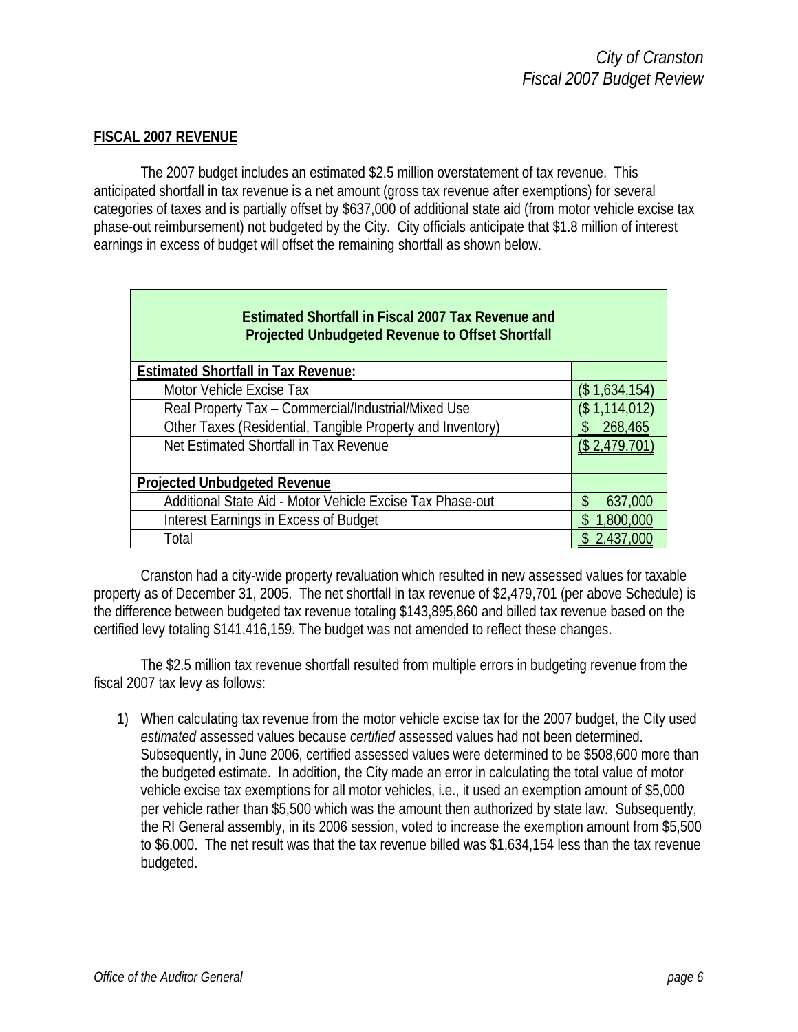**FISCAL 2007 REVENUE**

The 2007 budget includes an estimated $2.5 million overstatement of tax revenue. This anticipated shortfall in tax revenue is a net amount (gross tax revenue after exemptions) for several categories of taxes and is partially offset by $637,000 of additional state aid (from motor vehicle excise tax phase-out reimbursement) not budgeted by the City. City officials anticipate that $1.8 million of interest earnings in excess of budget will offset the remaining shortfall as shown below.

| **Estimated Shortfall in Fiscal 2007 Tax Revenue and Projected Unbudgeted Revenue to Offset Shortfall** | |
|---|---|
| **Estimated Shortfall in Tax Revenue:** | |
| Motor Vehicle Excise Tax | ($ 1,634,154) |
| Real Property Tax – Commercial/Industrial/Mixed Use | ($ 1,114,012) |
| Other Taxes (Residential, Tangible Property and Inventory) | $ 268,465 |
| Net Estimated Shortfall in Tax Revenue | ($ 2,479,701) |
| | |
| **Projected Unbudgeted Revenue** | |
| Additional State Aid - Motor Vehicle Excise Tax Phase-out | $ 637,000 |
| Interest Earnings in Excess of Budget | $ 1,800,000 |
| Total | $ 2,437,000 |

Cranston had a city-wide property revaluation which resulted in new assessed values for taxable property as of December 31, 2005. The net shortfall in tax revenue of $2,479,701 (per above Schedule) is the difference between budgeted tax revenue totaling $143,895,860 and billed tax revenue based on the certified levy totaling $141,416,159. The budget was not amended to reflect these changes.

The $2.5 million tax revenue shortfall resulted from multiple errors in budgeting revenue from the fiscal 2007 tax levy as follows:

1) When calculating tax revenue from the motor vehicle excise tax for the 2007 budget, the City used *estimated* assessed values because *certified* assessed values had not been determined. Subsequently, in June 2006, certified assessed values were determined to be $508,600 more than the budgeted estimate. In addition, the City made an error in calculating the total value of motor vehicle excise tax exemptions for all motor vehicles, i.e., it used an exemption amount of $5,000 per vehicle rather than $5,500 which was the amount then authorized by state law. Subsequently, the RI General assembly, in its 2006 session, voted to increase the exemption amount from $5,500 to $6,000. The net result was that the tax revenue billed was $1,634,154 less than the tax revenue budgeted.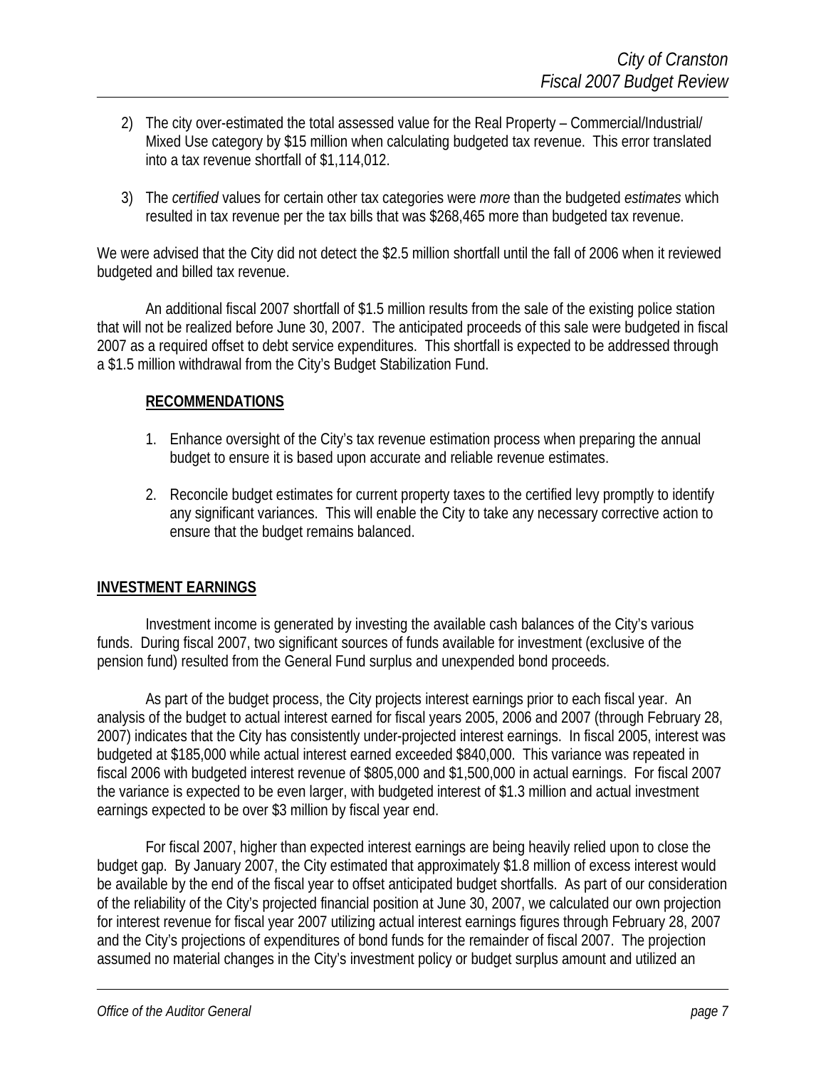2) The city over-estimated the total assessed value for the Real Property – Commercial/Industrial/ Mixed Use category by $15 million when calculating budgeted tax revenue. This error translated into a tax revenue shortfall of $1,114,012.

3) The *certified* values for certain other tax categories were *more* than the budgeted *estimates* which resulted in tax revenue per the tax bills that was $268,465 more than budgeted tax revenue.

We were advised that the City did not detect the $2.5 million shortfall until the fall of 2006 when it reviewed budgeted and billed tax revenue.

An additional fiscal 2007 shortfall of $1.5 million results from the sale of the existing police station that will not be realized before June 30, 2007. The anticipated proceeds of this sale were budgeted in fiscal 2007 as a required offset to debt service expenditures. This shortfall is expected to be addressed through a $1.5 million withdrawal from the City's Budget Stabilization Fund.

**RECOMMENDATIONS**

1. Enhance oversight of the City's tax revenue estimation process when preparing the annual budget to ensure it is based upon accurate and reliable revenue estimates.

2. Reconcile budget estimates for current property taxes to the certified levy promptly to identify any significant variances. This will enable the City to take any necessary corrective action to ensure that the budget remains balanced.

## INVESTMENT EARNINGS

Investment income is generated by investing the available cash balances of the City's various funds. During fiscal 2007, two significant sources of funds available for investment (exclusive of the pension fund) resulted from the General Fund surplus and unexpended bond proceeds.

As part of the budget process, the City projects interest earnings prior to each fiscal year. An analysis of the budget to actual interest earned for fiscal years 2005, 2006 and 2007 (through February 28, 2007) indicates that the City has consistently under-projected interest earnings. In fiscal 2005, interest was budgeted at $185,000 while actual interest earned exceeded $840,000. This variance was repeated in fiscal 2006 with budgeted interest revenue of $805,000 and $1,500,000 in actual earnings. For fiscal 2007 the variance is expected to be even larger, with budgeted interest of $1.3 million and actual investment earnings expected to be over $3 million by fiscal year end.

For fiscal 2007, higher than expected interest earnings are being heavily relied upon to close the budget gap. By January 2007, the City estimated that approximately $1.8 million of excess interest would be available by the end of the fiscal year to offset anticipated budget shortfalls. As part of our consideration of the reliability of the City's projected financial position at June 30, 2007, we calculated our own projection for interest revenue for fiscal year 2007 utilizing actual interest earnings figures through February 28, 2007 and the City's projections of expenditures of bond funds for the remainder of fiscal 2007. The projection assumed no material changes in the City's investment policy or budget surplus amount and utilized an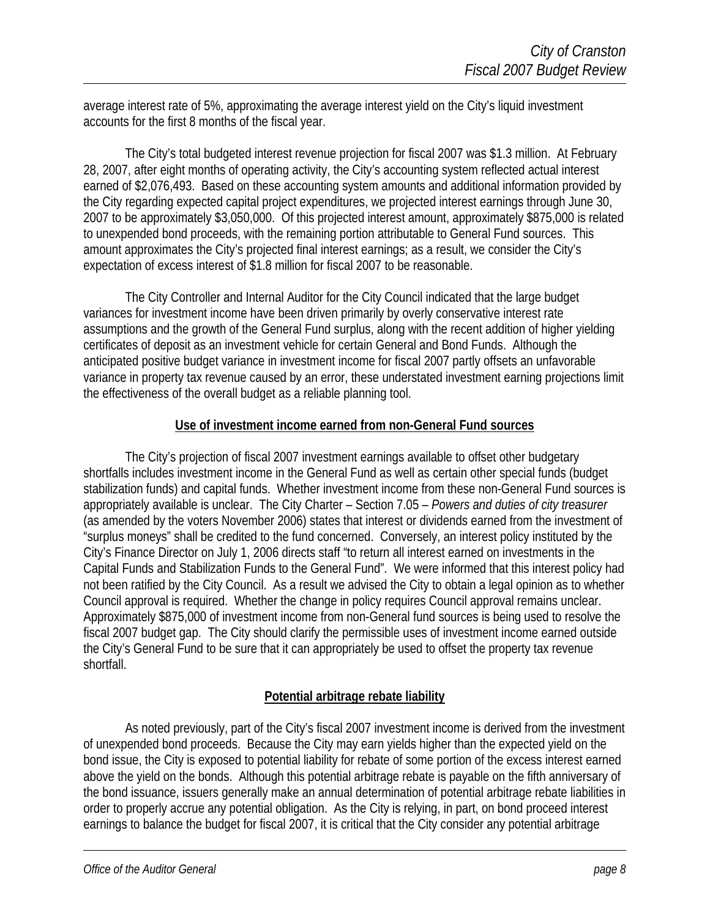average interest rate of 5%, approximating the average interest yield on the City's liquid investment accounts for the first 8 months of the fiscal year.

The City's total budgeted interest revenue projection for fiscal 2007 was $1.3 million. At February 28, 2007, after eight months of operating activity, the City's accounting system reflected actual interest earned of $2,076,493. Based on these accounting system amounts and additional information provided by the City regarding expected capital project expenditures, we projected interest earnings through June 30, 2007 to be approximately $3,050,000. Of this projected interest amount, approximately $875,000 is related to unexpended bond proceeds, with the remaining portion attributable to General Fund sources. This amount approximates the City's projected final interest earnings; as a result, we consider the City's expectation of excess interest of $1.8 million for fiscal 2007 to be reasonable.

The City Controller and Internal Auditor for the City Council indicated that the large budget variances for investment income have been driven primarily by overly conservative interest rate assumptions and the growth of the General Fund surplus, along with the recent addition of higher yielding certificates of deposit as an investment vehicle for certain General and Bond Funds. Although the anticipated positive budget variance in investment income for fiscal 2007 partly offsets an unfavorable variance in property tax revenue caused by an error, these understated investment earning projections limit the effectiveness of the overall budget as a reliable planning tool.

**Use of investment income earned from non-General Fund sources**

The City's projection of fiscal 2007 investment earnings available to offset other budgetary shortfalls includes investment income in the General Fund as well as certain other special funds (budget stabilization funds) and capital funds. Whether investment income from these non-General Fund sources is appropriately available is unclear. The City Charter – Section 7.05 – *Powers and duties of city treasurer* (as amended by the voters November 2006) states that interest or dividends earned from the investment of "surplus moneys" shall be credited to the fund concerned. Conversely, an interest policy instituted by the City's Finance Director on July 1, 2006 directs staff "to return all interest earned on investments in the Capital Funds and Stabilization Funds to the General Fund". We were informed that this interest policy had not been ratified by the City Council. As a result we advised the City to obtain a legal opinion as to whether Council approval is required. Whether the change in policy requires Council approval remains unclear. Approximately $875,000 of investment income from non-General fund sources is being used to resolve the fiscal 2007 budget gap. The City should clarify the permissible uses of investment income earned outside the City's General Fund to be sure that it can appropriately be used to offset the property tax revenue shortfall.

**Potential arbitrage rebate liability**

As noted previously, part of the City's fiscal 2007 investment income is derived from the investment of unexpended bond proceeds. Because the City may earn yields higher than the expected yield on the bond issue, the City is exposed to potential liability for rebate of some portion of the excess interest earned above the yield on the bonds. Although this potential arbitrage rebate is payable on the fifth anniversary of the bond issuance, issuers generally make an annual determination of potential arbitrage rebate liabilities in order to properly accrue any potential obligation. As the City is relying, in part, on bond proceed interest earnings to balance the budget for fiscal 2007, it is critical that the City consider any potential arbitrage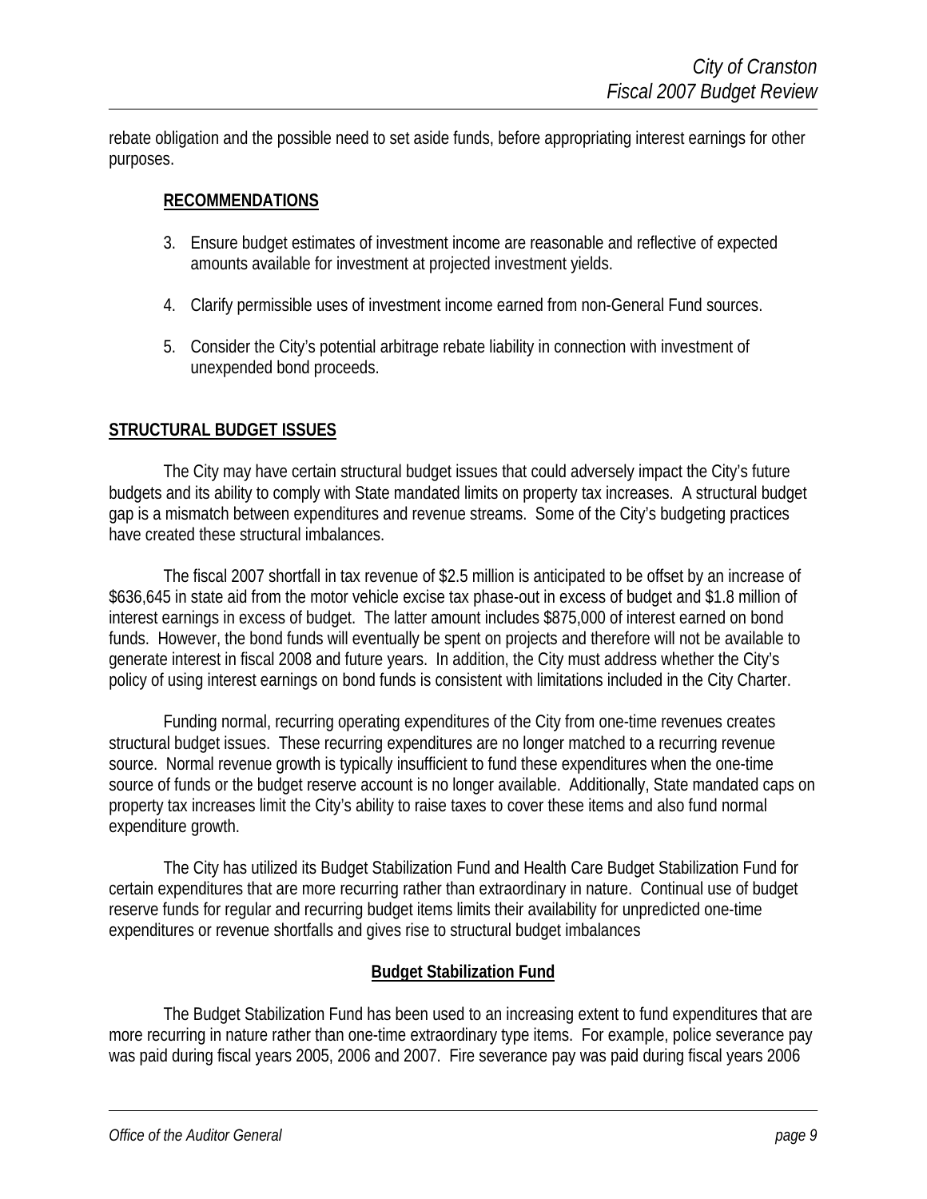rebate obligation and the possible need to set aside funds, before appropriating interest earnings for other purposes.

**RECOMMENDATIONS**

3. Ensure budget estimates of investment income are reasonable and reflective of expected amounts available for investment at projected investment yields.

4. Clarify permissible uses of investment income earned from non-General Fund sources.

5. Consider the City's potential arbitrage rebate liability in connection with investment of unexpended bond proceeds.

## STRUCTURAL BUDGET ISSUES

The City may have certain structural budget issues that could adversely impact the City's future budgets and its ability to comply with State mandated limits on property tax increases. A structural budget gap is a mismatch between expenditures and revenue streams. Some of the City's budgeting practices have created these structural imbalances.

The fiscal 2007 shortfall in tax revenue of $2.5 million is anticipated to be offset by an increase of $636,645 in state aid from the motor vehicle excise tax phase-out in excess of budget and $1.8 million of interest earnings in excess of budget. The latter amount includes $875,000 of interest earned on bond funds. However, the bond funds will eventually be spent on projects and therefore will not be available to generate interest in fiscal 2008 and future years. In addition, the City must address whether the City's policy of using interest earnings on bond funds is consistent with limitations included in the City Charter.

Funding normal, recurring operating expenditures of the City from one-time revenues creates structural budget issues. These recurring expenditures are no longer matched to a recurring revenue source. Normal revenue growth is typically insufficient to fund these expenditures when the one-time source of funds or the budget reserve account is no longer available. Additionally, State mandated caps on property tax increases limit the City's ability to raise taxes to cover these items and also fund normal expenditure growth.

The City has utilized its Budget Stabilization Fund and Health Care Budget Stabilization Fund for certain expenditures that are more recurring rather than extraordinary in nature. Continual use of budget reserve funds for regular and recurring budget items limits their availability for unpredicted one-time expenditures or revenue shortfalls and gives rise to structural budget imbalances

### Budget Stabilization Fund

The Budget Stabilization Fund has been used to an increasing extent to fund expenditures that are more recurring in nature rather than one-time extraordinary type items. For example, police severance pay was paid during fiscal years 2005, 2006 and 2007. Fire severance pay was paid during fiscal years 2006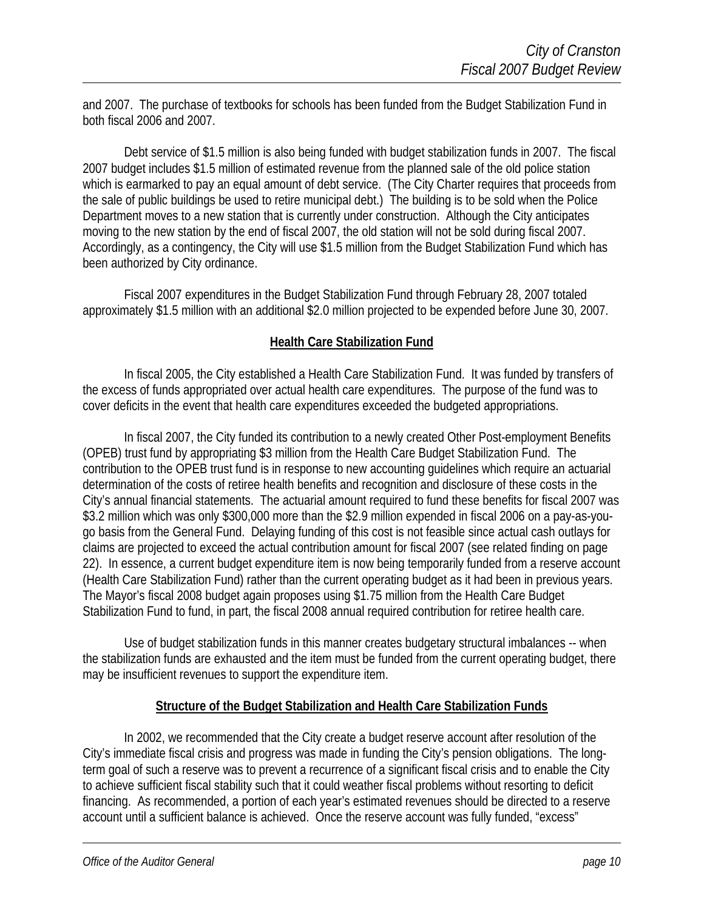and 2007. The purchase of textbooks for schools has been funded from the Budget Stabilization Fund in both fiscal 2006 and 2007.

Debt service of $1.5 million is also being funded with budget stabilization funds in 2007. The fiscal 2007 budget includes $1.5 million of estimated revenue from the planned sale of the old police station which is earmarked to pay an equal amount of debt service. (The City Charter requires that proceeds from the sale of public buildings be used to retire municipal debt.) The building is to be sold when the Police Department moves to a new station that is currently under construction. Although the City anticipates moving to the new station by the end of fiscal 2007, the old station will not be sold during fiscal 2007. Accordingly, as a contingency, the City will use $1.5 million from the Budget Stabilization Fund which has been authorized by City ordinance.

Fiscal 2007 expenditures in the Budget Stabilization Fund through February 28, 2007 totaled approximately $1.5 million with an additional $2.0 million projected to be expended before June 30, 2007.

## Health Care Stabilization Fund

In fiscal 2005, the City established a Health Care Stabilization Fund. It was funded by transfers of the excess of funds appropriated over actual health care expenditures. The purpose of the fund was to cover deficits in the event that health care expenditures exceeded the budgeted appropriations.

In fiscal 2007, the City funded its contribution to a newly created Other Post-employment Benefits (OPEB) trust fund by appropriating $3 million from the Health Care Budget Stabilization Fund. The contribution to the OPEB trust fund is in response to new accounting guidelines which require an actuarial determination of the costs of retiree health benefits and recognition and disclosure of these costs in the City's annual financial statements. The actuarial amount required to fund these benefits for fiscal 2007 was $3.2 million which was only $300,000 more than the $2.9 million expended in fiscal 2006 on a pay-as-you-go basis from the General Fund. Delaying funding of this cost is not feasible since actual cash outlays for claims are projected to exceed the actual contribution amount for fiscal 2007 (see related finding on page 22). In essence, a current budget expenditure item is now being temporarily funded from a reserve account (Health Care Stabilization Fund) rather than the current operating budget as it had been in previous years. The Mayor's fiscal 2008 budget again proposes using $1.75 million from the Health Care Budget Stabilization Fund to fund, in part, the fiscal 2008 annual required contribution for retiree health care.

Use of budget stabilization funds in this manner creates budgetary structural imbalances -- when the stabilization funds are exhausted and the item must be funded from the current operating budget, there may be insufficient revenues to support the expenditure item.

## Structure of the Budget Stabilization and Health Care Stabilization Funds

In 2002, we recommended that the City create a budget reserve account after resolution of the City's immediate fiscal crisis and progress was made in funding the City's pension obligations. The long-term goal of such a reserve was to prevent a recurrence of a significant fiscal crisis and to enable the City to achieve sufficient fiscal stability such that it could weather fiscal problems without resorting to deficit financing. As recommended, a portion of each year's estimated revenues should be directed to a reserve account until a sufficient balance is achieved. Once the reserve account was fully funded, "excess"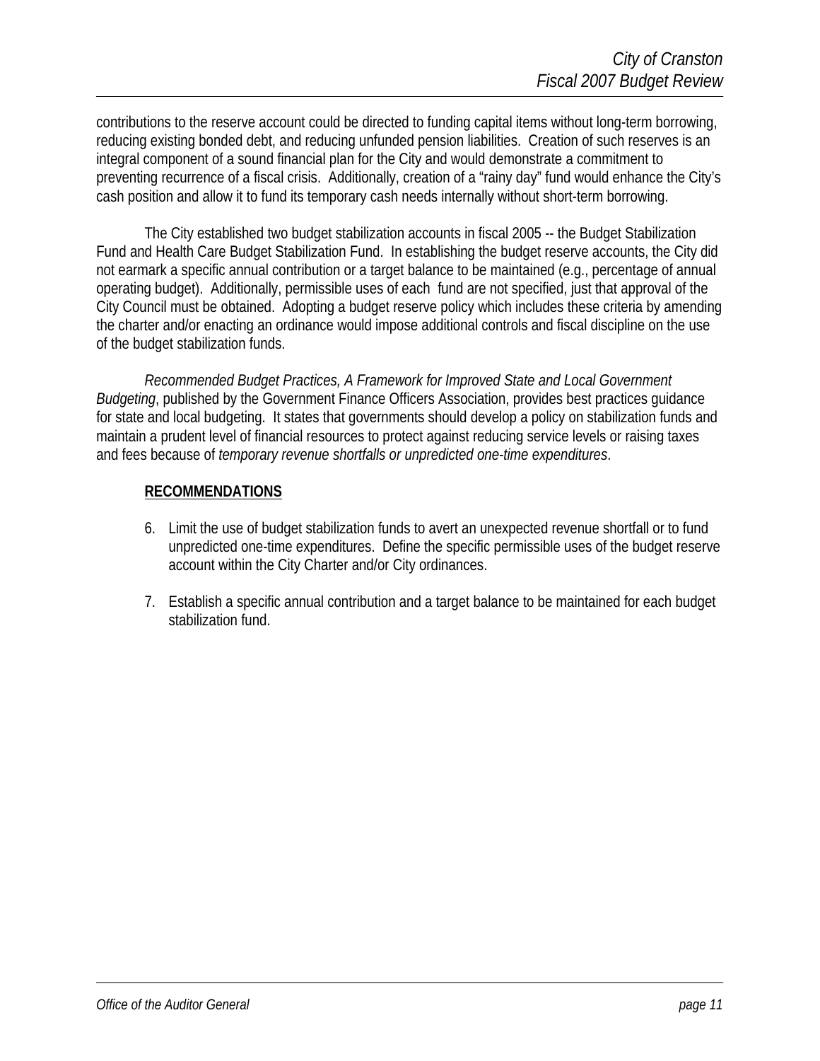contributions to the reserve account could be directed to funding capital items without long-term borrowing, reducing existing bonded debt, and reducing unfunded pension liabilities. Creation of such reserves is an integral component of a sound financial plan for the City and would demonstrate a commitment to preventing recurrence of a fiscal crisis. Additionally, creation of a "rainy day" fund would enhance the City's cash position and allow it to fund its temporary cash needs internally without short-term borrowing.

The City established two budget stabilization accounts in fiscal 2005 -- the Budget Stabilization Fund and Health Care Budget Stabilization Fund. In establishing the budget reserve accounts, the City did not earmark a specific annual contribution or a target balance to be maintained (e.g., percentage of annual operating budget). Additionally, permissible uses of each fund are not specified, just that approval of the City Council must be obtained. Adopting a budget reserve policy which includes these criteria by amending the charter and/or enacting an ordinance would impose additional controls and fiscal discipline on the use of the budget stabilization funds.

*Recommended Budget Practices, A Framework for Improved State and Local Government Budgeting*, published by the Government Finance Officers Association, provides best practices guidance for state and local budgeting. It states that governments should develop a policy on stabilization funds and maintain a prudent level of financial resources to protect against reducing service levels or raising taxes and fees because of *temporary revenue shortfalls or unpredicted one-time expenditures*.

**RECOMMENDATIONS**

6. Limit the use of budget stabilization funds to avert an unexpected revenue shortfall or to fund unpredicted one-time expenditures. Define the specific permissible uses of the budget reserve account within the City Charter and/or City ordinances.

7. Establish a specific annual contribution and a target balance to be maintained for each budget stabilization fund.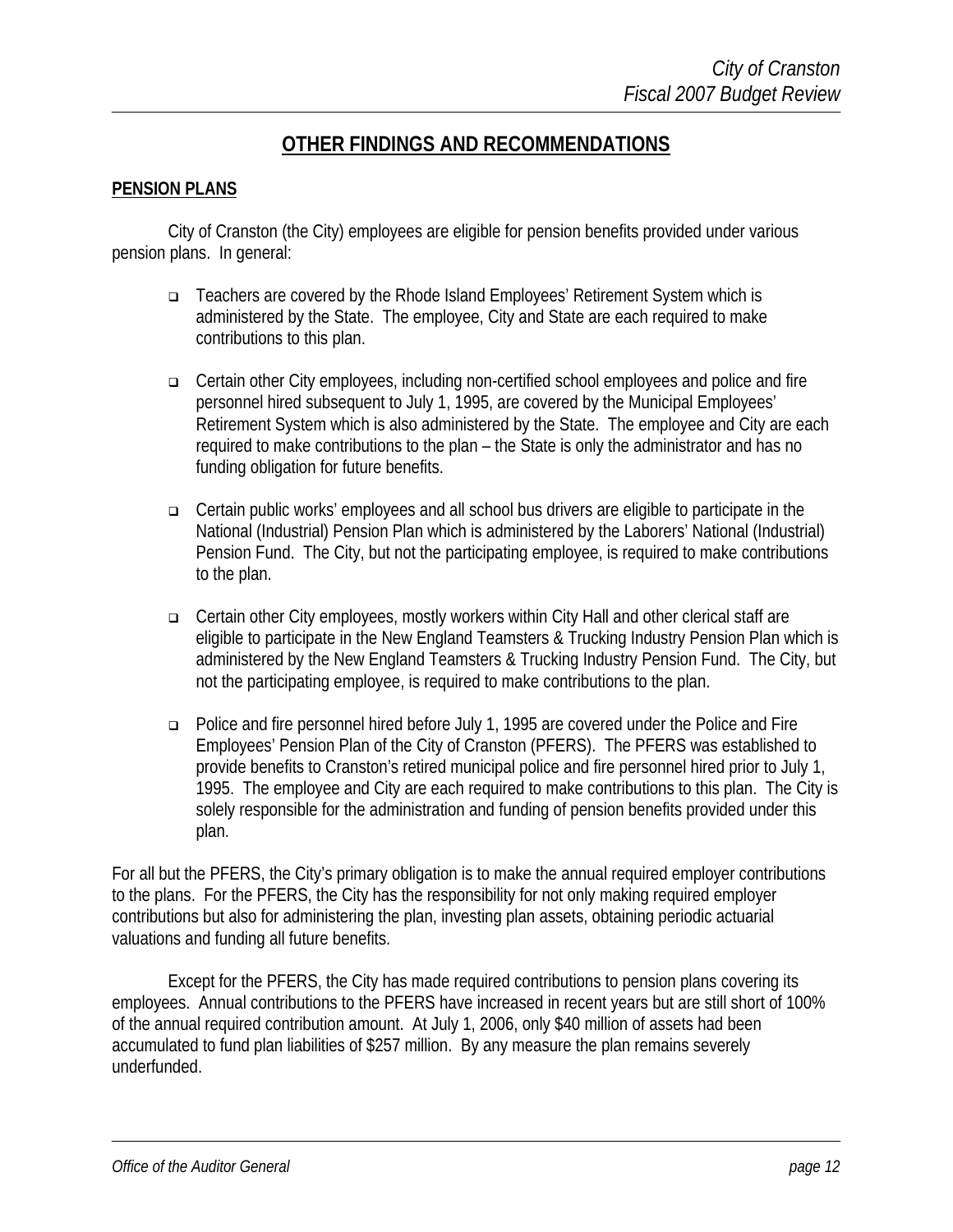## OTHER FINDINGS AND RECOMMENDATIONS

### PENSION PLANS

City of Cranston (the City) employees are eligible for pension benefits provided under various pension plans. In general:

- Teachers are covered by the Rhode Island Employees' Retirement System which is administered by the State. The employee, City and State are each required to make contributions to this plan.
- Certain other City employees, including non-certified school employees and police and fire personnel hired subsequent to July 1, 1995, are covered by the Municipal Employees' Retirement System which is also administered by the State. The employee and City are each required to make contributions to the plan – the State is only the administrator and has no funding obligation for future benefits.
- Certain public works' employees and all school bus drivers are eligible to participate in the National (Industrial) Pension Plan which is administered by the Laborers' National (Industrial) Pension Fund. The City, but not the participating employee, is required to make contributions to the plan.
- Certain other City employees, mostly workers within City Hall and other clerical staff are eligible to participate in the New England Teamsters & Trucking Industry Pension Plan which is administered by the New England Teamsters & Trucking Industry Pension Fund. The City, but not the participating employee, is required to make contributions to the plan.
- Police and fire personnel hired before July 1, 1995 are covered under the Police and Fire Employees' Pension Plan of the City of Cranston (PFERS). The PFERS was established to provide benefits to Cranston's retired municipal police and fire personnel hired prior to July 1, 1995. The employee and City are each required to make contributions to this plan. The City is solely responsible for the administration and funding of pension benefits provided under this plan.

For all but the PFERS, the City's primary obligation is to make the annual required employer contributions to the plans. For the PFERS, the City has the responsibility for not only making required employer contributions but also for administering the plan, investing plan assets, obtaining periodic actuarial valuations and funding all future benefits.

Except for the PFERS, the City has made required contributions to pension plans covering its employees. Annual contributions to the PFERS have increased in recent years but are still short of 100% of the annual required contribution amount. At July 1, 2006, only $40 million of assets had been accumulated to fund plan liabilities of $257 million. By any measure the plan remains severely underfunded.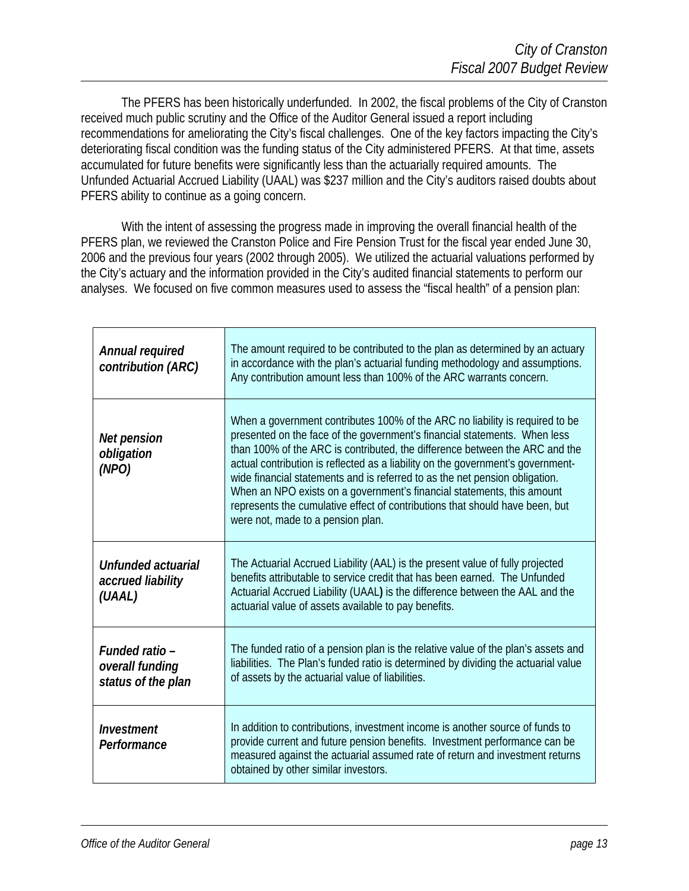The PFERS has been historically underfunded. In 2002, the fiscal problems of the City of Cranston received much public scrutiny and the Office of the Auditor General issued a report including recommendations for ameliorating the City's fiscal challenges. One of the key factors impacting the City's deteriorating fiscal condition was the funding status of the City administered PFERS. At that time, assets accumulated for future benefits were significantly less than the actuarially required amounts. The Unfunded Actuarial Accrued Liability (UAAL) was $237 million and the City's auditors raised doubts about PFERS ability to continue as a going concern.

With the intent of assessing the progress made in improving the overall financial health of the PFERS plan, we reviewed the Cranston Police and Fire Pension Trust for the fiscal year ended June 30, 2006 and the previous four years (2002 through 2005). We utilized the actuarial valuations performed by the City's actuary and the information provided in the City's audited financial statements to perform our analyses. We focused on five common measures used to assess the "fiscal health" of a pension plan:

| | |
|---|---|
| ***Annual required contribution (ARC)*** | The amount required to be contributed to the plan as determined by an actuary in accordance with the plan's actuarial funding methodology and assumptions. Any contribution amount less than 100% of the ARC warrants concern. |
| ***Net pension obligation (NPO)*** | When a government contributes 100% of the ARC no liability is required to be presented on the face of the government's financial statements. When less than 100% of the ARC is contributed, the difference between the ARC and the actual contribution is reflected as a liability on the government's government-wide financial statements and is referred to as the net pension obligation. When an NPO exists on a government's financial statements, this amount represents the cumulative effect of contributions that should have been, but were not, made to a pension plan. |
| ***Unfunded actuarial accrued liability (UAAL)*** | The Actuarial Accrued Liability (AAL) is the present value of fully projected benefits attributable to service credit that has been earned. The Unfunded Actuarial Accrued Liability (UAAL) is the difference between the AAL and the actuarial value of assets available to pay benefits. |
| ***Funded ratio – overall funding status of the plan*** | The funded ratio of a pension plan is the relative value of the plan's assets and liabilities. The Plan's funded ratio is determined by dividing the actuarial value of assets by the actuarial value of liabilities. |
| ***Investment Performance*** | In addition to contributions, investment income is another source of funds to provide current and future pension benefits. Investment performance can be measured against the actuarial assumed rate of return and investment returns obtained by other similar investors. |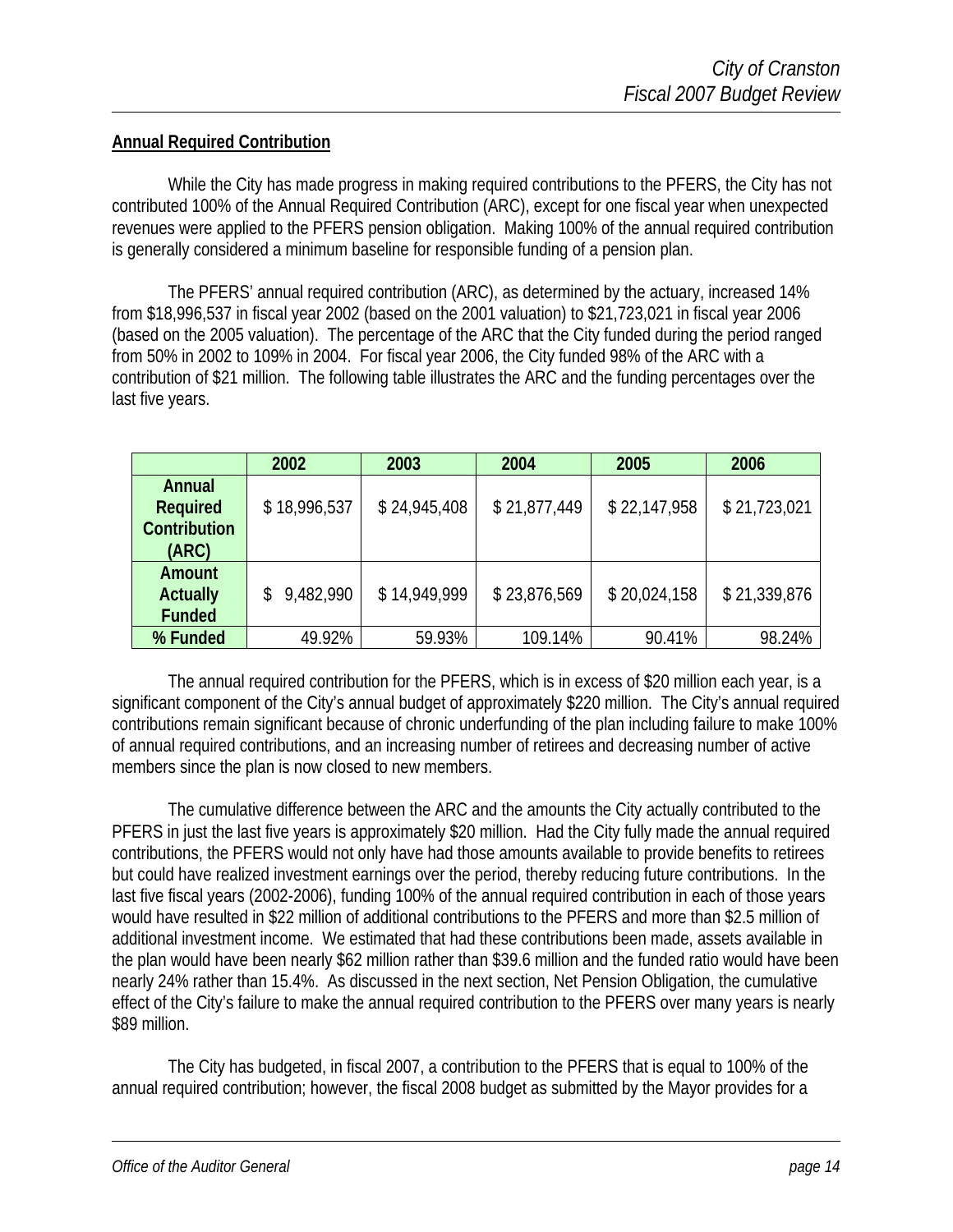**Annual Required Contribution**

While the City has made progress in making required contributions to the PFERS, the City has not contributed 100% of the Annual Required Contribution (ARC), except for one fiscal year when unexpected revenues were applied to the PFERS pension obligation. Making 100% of the annual required contribution is generally considered a minimum baseline for responsible funding of a pension plan.

The PFERS' annual required contribution (ARC), as determined by the actuary, increased 14% from $18,996,537 in fiscal year 2002 (based on the 2001 valuation) to $21,723,021 in fiscal year 2006 (based on the 2005 valuation). The percentage of the ARC that the City funded during the period ranged from 50% in 2002 to 109% in 2004. For fiscal year 2006, the City funded 98% of the ARC with a contribution of $21 million. The following table illustrates the ARC and the funding percentages over the last five years.

| | 2002 | 2003 | 2004 | 2005 | 2006 |
|---|---|---|---|---|---|
| **Annual Required Contribution (ARC)** | $ 18,996,537 | $ 24,945,408 | $ 21,877,449 | $ 22,147,958 | $ 21,723,021 |
| **Amount Actually Funded** | $ 9,482,990 | $ 14,949,999 | $ 23,876,569 | $ 20,024,158 | $ 21,339,876 |
| **% Funded** | 49.92% | 59.93% | 109.14% | 90.41% | 98.24% |

The annual required contribution for the PFERS, which is in excess of $20 million each year, is a significant component of the City's annual budget of approximately $220 million. The City's annual required contributions remain significant because of chronic underfunding of the plan including failure to make 100% of annual required contributions, and an increasing number of retirees and decreasing number of active members since the plan is now closed to new members.

The cumulative difference between the ARC and the amounts the City actually contributed to the PFERS in just the last five years is approximately $20 million. Had the City fully made the annual required contributions, the PFERS would not only have had those amounts available to provide benefits to retirees but could have realized investment earnings over the period, thereby reducing future contributions. In the last five fiscal years (2002-2006), funding 100% of the annual required contribution in each of those years would have resulted in $22 million of additional contributions to the PFERS and more than $2.5 million of additional investment income. We estimated that had these contributions been made, assets available in the plan would have been nearly $62 million rather than $39.6 million and the funded ratio would have been nearly 24% rather than 15.4%. As discussed in the next section, Net Pension Obligation, the cumulative effect of the City's failure to make the annual required contribution to the PFERS over many years is nearly $89 million.

The City has budgeted, in fiscal 2007, a contribution to the PFERS that is equal to 100% of the annual required contribution; however, the fiscal 2008 budget as submitted by the Mayor provides for a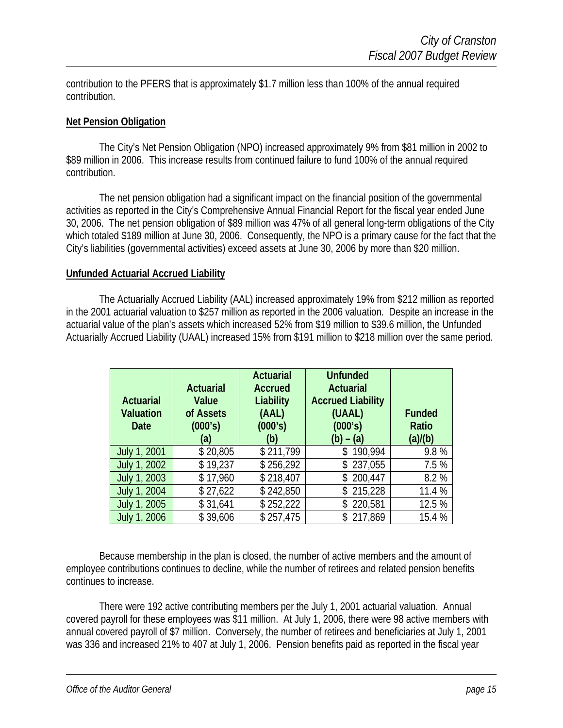contribution to the PFERS that is approximately $1.7 million less than 100% of the annual required contribution.

**Net Pension Obligation**

The City's Net Pension Obligation (NPO) increased approximately 9% from $81 million in 2002 to $89 million in 2006. This increase results from continued failure to fund 100% of the annual required contribution.

The net pension obligation had a significant impact on the financial position of the governmental activities as reported in the City's Comprehensive Annual Financial Report for the fiscal year ended June 30, 2006. The net pension obligation of $89 million was 47% of all general long-term obligations of the City which totaled $189 million at June 30, 2006. Consequently, the NPO is a primary cause for the fact that the City's liabilities (governmental activities) exceed assets at June 30, 2006 by more than $20 million.

**Unfunded Actuarial Accrued Liability**

The Actuarially Accrued Liability (AAL) increased approximately 19% from $212 million as reported in the 2001 actuarial valuation to $257 million as reported in the 2006 valuation. Despite an increase in the actuarial value of the plan's assets which increased 52% from $19 million to $39.6 million, the Unfunded Actuarially Accrued Liability (UAAL) increased 15% from $191 million to $218 million over the same period.

| Actuarial Valuation Date | Actuarial Value of Assets (000's) (a) | Actuarial Accrued Liability (AAL) (000's) (b) | Unfunded Actuarial Accrued Liability (UAAL) (000's) (b) – (a) | Funded Ratio (a)/(b) |
|---|---|---|---|---|
| July 1, 2001 | $ 20,805 | $ 211,799 | $ 190,994 | 9.8 % |
| July 1, 2002 | $ 19,237 | $ 256,292 | $ 237,055 | 7.5 % |
| July 1, 2003 | $ 17,960 | $ 218,407 | $ 200,447 | 8.2 % |
| July 1, 2004 | $ 27,622 | $ 242,850 | $ 215,228 | 11.4 % |
| July 1, 2005 | $ 31,641 | $ 252,222 | $ 220,581 | 12.5 % |
| July 1, 2006 | $ 39,606 | $ 257,475 | $ 217,869 | 15.4 % |

Because membership in the plan is closed, the number of active members and the amount of employee contributions continues to decline, while the number of retirees and related pension benefits continues to increase.

There were 192 active contributing members per the July 1, 2001 actuarial valuation. Annual covered payroll for these employees was $11 million. At July 1, 2006, there were 98 active members with annual covered payroll of $7 million. Conversely, the number of retirees and beneficiaries at July 1, 2001 was 336 and increased 21% to 407 at July 1, 2006. Pension benefits paid as reported in the fiscal year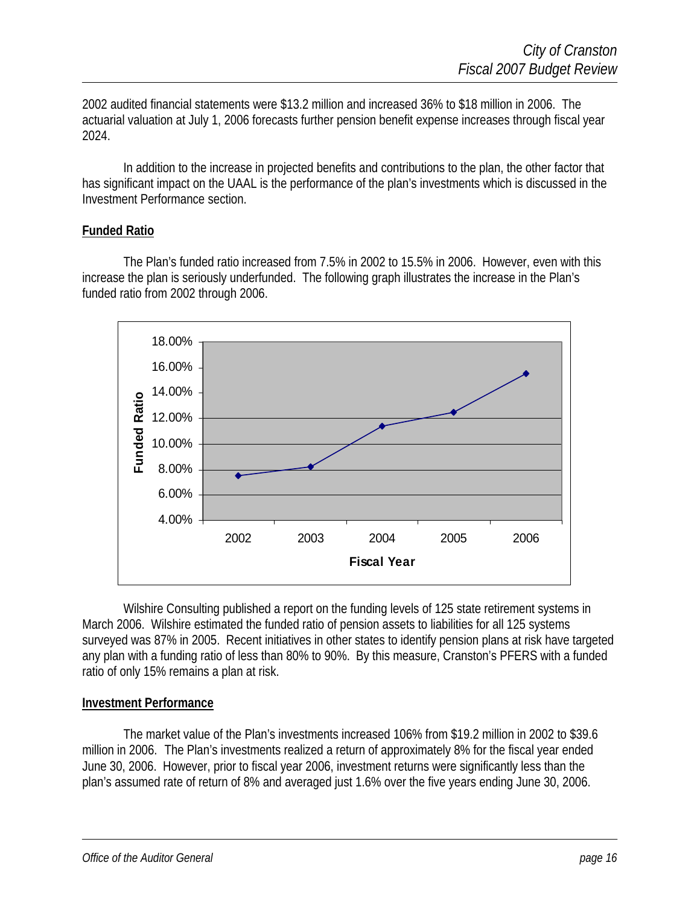2002 audited financial statements were $13.2 million and increased 36% to $18 million in 2006. The actuarial valuation at July 1, 2006 forecasts further pension benefit expense increases through fiscal year 2024.

In addition to the increase in projected benefits and contributions to the plan, the other factor that has significant impact on the UAAL is the performance of the plan's investments which is discussed in the Investment Performance section.

## Funded Ratio

The Plan's funded ratio increased from 7.5% in 2002 to 15.5% in 2006. However, even with this increase the plan is seriously underfunded. The following graph illustrates the increase in the Plan's funded ratio from 2002 through 2006.

Wilshire Consulting published a report on the funding levels of 125 state retirement systems in March 2006. Wilshire estimated the funded ratio of pension assets to liabilities for all 125 systems surveyed was 87% in 2005. Recent initiatives in other states to identify pension plans at risk have targeted any plan with a funding ratio of less than 80% to 90%. By this measure, Cranston's PFERS with a funded ratio of only 15% remains a plan at risk.

## Investment Performance

The market value of the Plan's investments increased 106% from $19.2 million in 2002 to $39.6 million in 2006. The Plan's investments realized a return of approximately 8% for the fiscal year ended June 30, 2006. However, prior to fiscal year 2006, investment returns were significantly less than the plan's assumed rate of return of 8% and averaged just 1.6% over the five years ending June 30, 2006.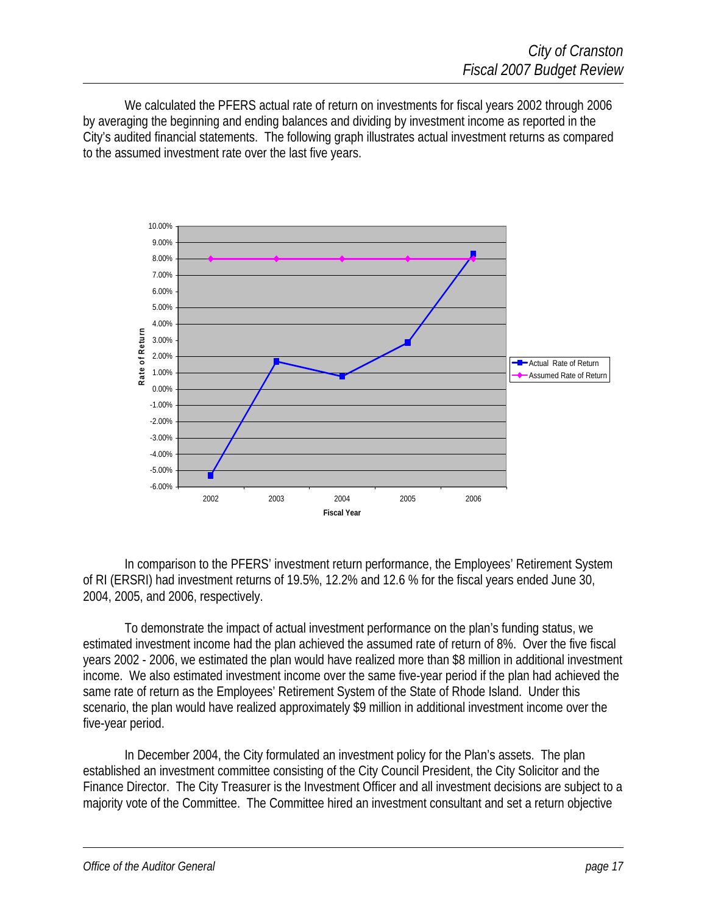We calculated the PFERS actual rate of return on investments for fiscal years 2002 through 2006 by averaging the beginning and ending balances and dividing by investment income as reported in the City's audited financial statements. The following graph illustrates actual investment returns as compared to the assumed investment rate over the last five years.

In comparison to the PFERS' investment return performance, the Employees' Retirement System of RI (ERSRI) had investment returns of 19.5%, 12.2% and 12.6 % for the fiscal years ended June 30, 2004, 2005, and 2006, respectively.

To demonstrate the impact of actual investment performance on the plan's funding status, we estimated investment income had the plan achieved the assumed rate of return of 8%. Over the five fiscal years 2002 - 2006, we estimated the plan would have realized more than $8 million in additional investment income. We also estimated investment income over the same five-year period if the plan had achieved the same rate of return as the Employees' Retirement System of the State of Rhode Island. Under this scenario, the plan would have realized approximately $9 million in additional investment income over the five-year period.

In December 2004, the City formulated an investment policy for the Plan's assets. The plan established an investment committee consisting of the City Council President, the City Solicitor and the Finance Director. The City Treasurer is the Investment Officer and all investment decisions are subject to a majority vote of the Committee. The Committee hired an investment consultant and set a return objective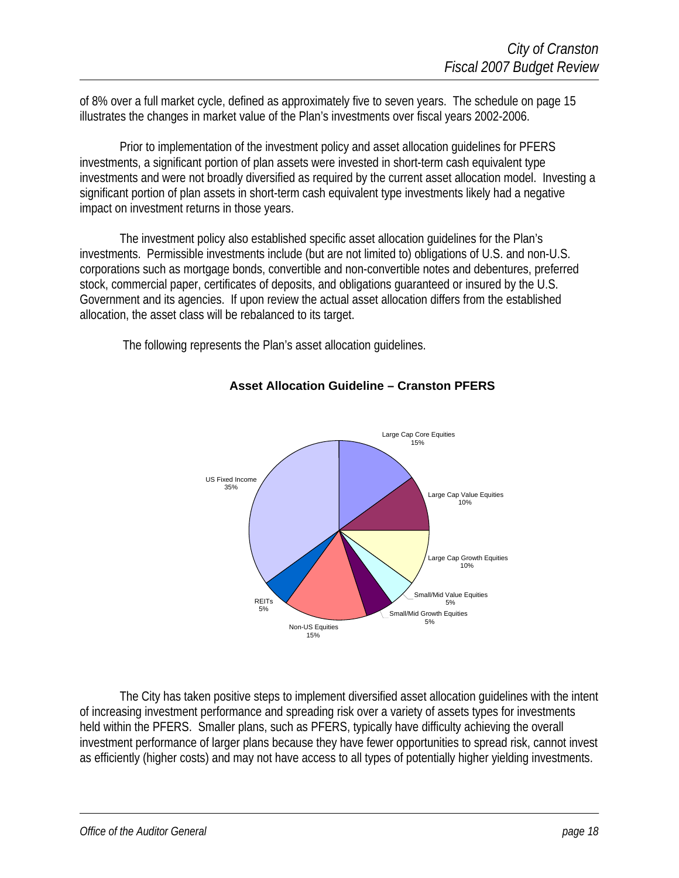of 8% over a full market cycle, defined as approximately five to seven years. The schedule on page 15 illustrates the changes in market value of the Plan's investments over fiscal years 2002-2006.

Prior to implementation of the investment policy and asset allocation guidelines for PFERS investments, a significant portion of plan assets were invested in short-term cash equivalent type investments and were not broadly diversified as required by the current asset allocation model. Investing a significant portion of plan assets in short-term cash equivalent type investments likely had a negative impact on investment returns in those years.

The investment policy also established specific asset allocation guidelines for the Plan's investments. Permissible investments include (but are not limited to) obligations of U.S. and non-U.S. corporations such as mortgage bonds, convertible and non-convertible notes and debentures, preferred stock, commercial paper, certificates of deposits, and obligations guaranteed or insured by the U.S. Government and its agencies. If upon review the actual asset allocation differs from the established allocation, the asset class will be rebalanced to its target.

The following represents the Plan's asset allocation guidelines.

**Asset Allocation Guideline – Cranston PFERS**

| Asset Class | Allocation |
|---|---|
| Large Cap Core Equities | 15% |
| Large Cap Value Equities | 10% |
| Large Cap Growth Equities | 10% |
| Small/Mid Value Equities | 5% |
| Small/Mid Growth Equities | 5% |
| Non-US Equities | 15% |
| REITs | 5% |
| US Fixed Income | 35% |

The City has taken positive steps to implement diversified asset allocation guidelines with the intent of increasing investment performance and spreading risk over a variety of assets types for investments held within the PFERS. Smaller plans, such as PFERS, typically have difficulty achieving the overall investment performance of larger plans because they have fewer opportunities to spread risk, cannot invest as efficiently (higher costs) and may not have access to all types of potentially higher yielding investments.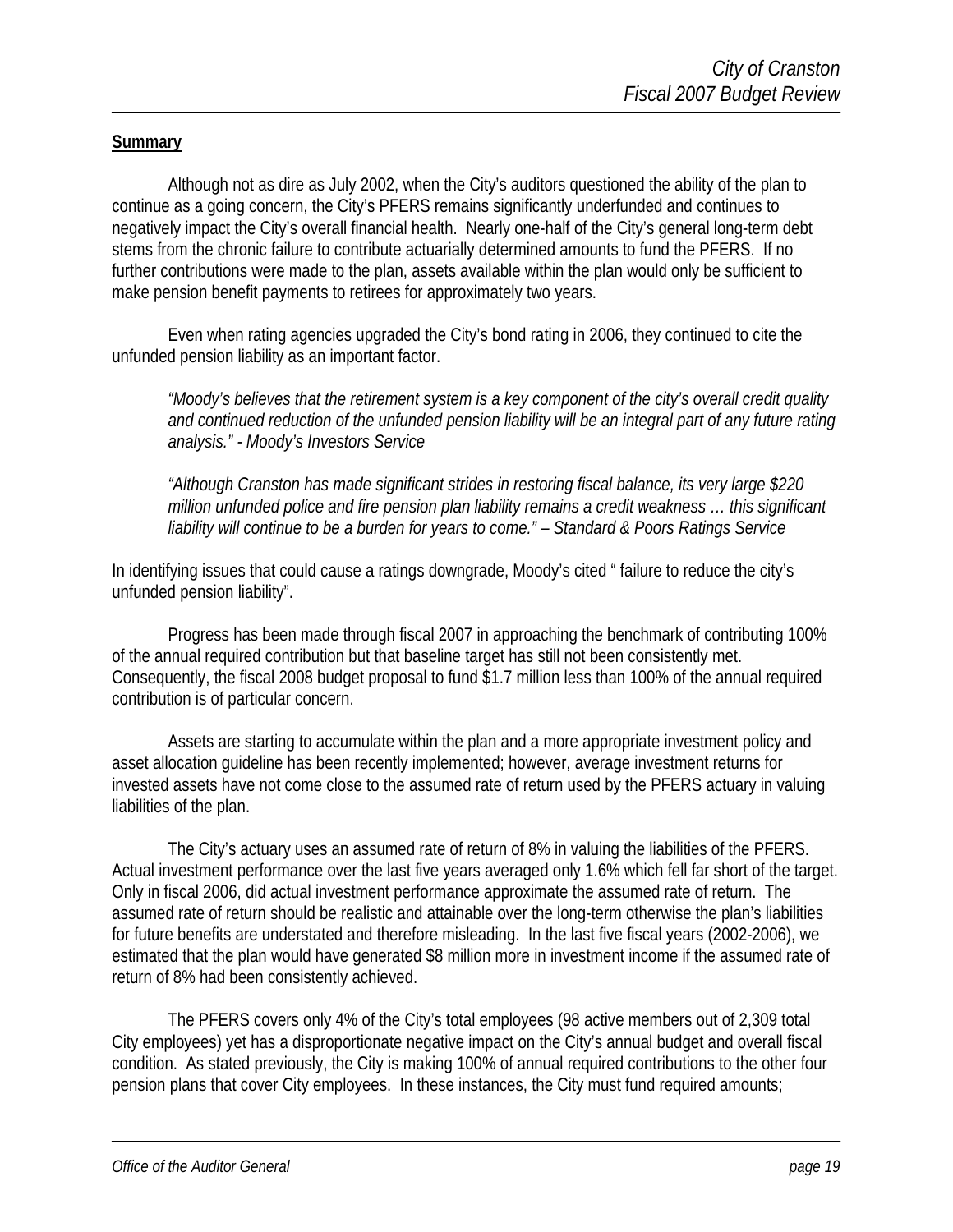**Summary**

Although not as dire as July 2002, when the City's auditors questioned the ability of the plan to continue as a going concern, the City's PFERS remains significantly underfunded and continues to negatively impact the City's overall financial health. Nearly one-half of the City's general long-term debt stems from the chronic failure to contribute actuarially determined amounts to fund the PFERS. If no further contributions were made to the plan, assets available within the plan would only be sufficient to make pension benefit payments to retirees for approximately two years.

Even when rating agencies upgraded the City's bond rating in 2006, they continued to cite the unfunded pension liability as an important factor.

> *"Moody's believes that the retirement system is a key component of the city's overall credit quality and continued reduction of the unfunded pension liability will be an integral part of any future rating analysis." - Moody's Investors Service*
>
> *"Although Cranston has made significant strides in restoring fiscal balance, its very large $220 million unfunded police and fire pension plan liability remains a credit weakness … this significant liability will continue to be a burden for years to come." – Standard & Poors Ratings Service*

In identifying issues that could cause a ratings downgrade, Moody's cited " failure to reduce the city's unfunded pension liability".

Progress has been made through fiscal 2007 in approaching the benchmark of contributing 100% of the annual required contribution but that baseline target has still not been consistently met. Consequently, the fiscal 2008 budget proposal to fund $1.7 million less than 100% of the annual required contribution is of particular concern.

Assets are starting to accumulate within the plan and a more appropriate investment policy and asset allocation guideline has been recently implemented; however, average investment returns for invested assets have not come close to the assumed rate of return used by the PFERS actuary in valuing liabilities of the plan.

The City's actuary uses an assumed rate of return of 8% in valuing the liabilities of the PFERS. Actual investment performance over the last five years averaged only 1.6% which fell far short of the target. Only in fiscal 2006, did actual investment performance approximate the assumed rate of return. The assumed rate of return should be realistic and attainable over the long-term otherwise the plan's liabilities for future benefits are understated and therefore misleading. In the last five fiscal years (2002-2006), we estimated that the plan would have generated $8 million more in investment income if the assumed rate of return of 8% had been consistently achieved.

The PFERS covers only 4% of the City's total employees (98 active members out of 2,309 total City employees) yet has a disproportionate negative impact on the City's annual budget and overall fiscal condition. As stated previously, the City is making 100% of annual required contributions to the other four pension plans that cover City employees. In these instances, the City must fund required amounts;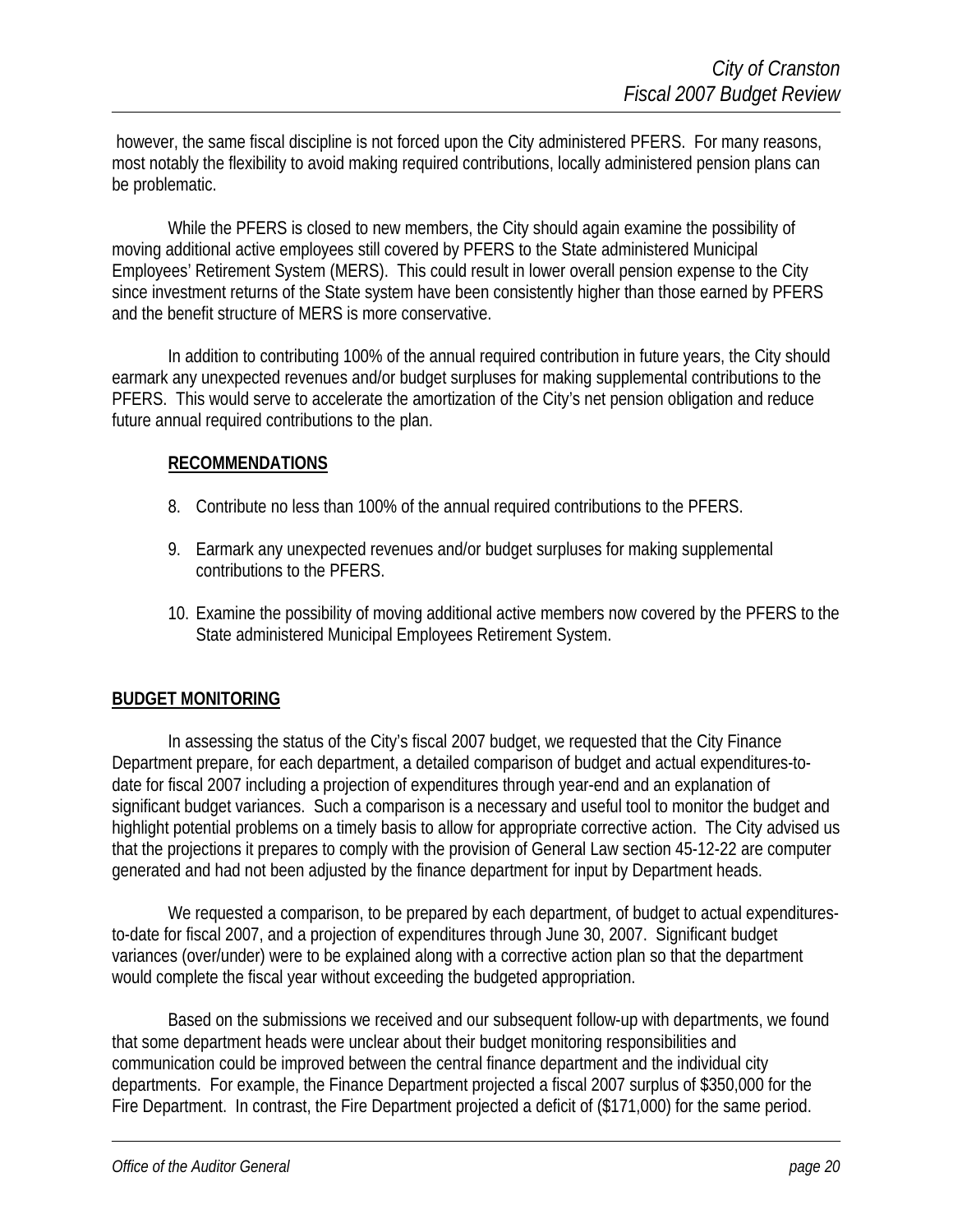however, the same fiscal discipline is not forced upon the City administered PFERS. For many reasons, most notably the flexibility to avoid making required contributions, locally administered pension plans can be problematic.

While the PFERS is closed to new members, the City should again examine the possibility of moving additional active employees still covered by PFERS to the State administered Municipal Employees' Retirement System (MERS). This could result in lower overall pension expense to the City since investment returns of the State system have been consistently higher than those earned by PFERS and the benefit structure of MERS is more conservative.

In addition to contributing 100% of the annual required contribution in future years, the City should earmark any unexpected revenues and/or budget surpluses for making supplemental contributions to the PFERS. This would serve to accelerate the amortization of the City's net pension obligation and reduce future annual required contributions to the plan.

**RECOMMENDATIONS**

8. Contribute no less than 100% of the annual required contributions to the PFERS.
9. Earmark any unexpected revenues and/or budget surpluses for making supplemental contributions to the PFERS.
10. Examine the possibility of moving additional active members now covered by the PFERS to the State administered Municipal Employees Retirement System.

## BUDGET MONITORING

In assessing the status of the City's fiscal 2007 budget, we requested that the City Finance Department prepare, for each department, a detailed comparison of budget and actual expenditures-to-date for fiscal 2007 including a projection of expenditures through year-end and an explanation of significant budget variances. Such a comparison is a necessary and useful tool to monitor the budget and highlight potential problems on a timely basis to allow for appropriate corrective action. The City advised us that the projections it prepares to comply with the provision of General Law section 45-12-22 are computer generated and had not been adjusted by the finance department for input by Department heads.

We requested a comparison, to be prepared by each department, of budget to actual expenditures-to-date for fiscal 2007, and a projection of expenditures through June 30, 2007. Significant budget variances (over/under) were to be explained along with a corrective action plan so that the department would complete the fiscal year without exceeding the budgeted appropriation.

Based on the submissions we received and our subsequent follow-up with departments, we found that some department heads were unclear about their budget monitoring responsibilities and communication could be improved between the central finance department and the individual city departments. For example, the Finance Department projected a fiscal 2007 surplus of $350,000 for the Fire Department. In contrast, the Fire Department projected a deficit of ($171,000) for the same period.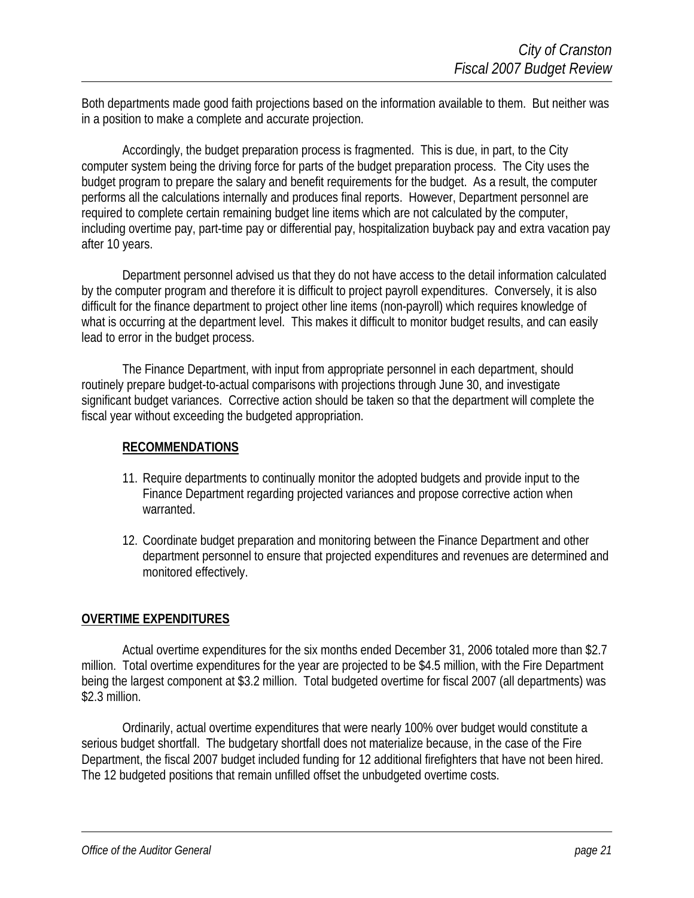Both departments made good faith projections based on the information available to them. But neither was in a position to make a complete and accurate projection.

Accordingly, the budget preparation process is fragmented. This is due, in part, to the City computer system being the driving force for parts of the budget preparation process. The City uses the budget program to prepare the salary and benefit requirements for the budget. As a result, the computer performs all the calculations internally and produces final reports. However, Department personnel are required to complete certain remaining budget line items which are not calculated by the computer, including overtime pay, part-time pay or differential pay, hospitalization buyback pay and extra vacation pay after 10 years.

Department personnel advised us that they do not have access to the detail information calculated by the computer program and therefore it is difficult to project payroll expenditures. Conversely, it is also difficult for the finance department to project other line items (non-payroll) which requires knowledge of what is occurring at the department level. This makes it difficult to monitor budget results, and can easily lead to error in the budget process.

The Finance Department, with input from appropriate personnel in each department, should routinely prepare budget-to-actual comparisons with projections through June 30, and investigate significant budget variances. Corrective action should be taken so that the department will complete the fiscal year without exceeding the budgeted appropriation.

**RECOMMENDATIONS**

11. Require departments to continually monitor the adopted budgets and provide input to the Finance Department regarding projected variances and propose corrective action when warranted.

12. Coordinate budget preparation and monitoring between the Finance Department and other department personnel to ensure that projected expenditures and revenues are determined and monitored effectively.

**OVERTIME EXPENDITURES**

Actual overtime expenditures for the six months ended December 31, 2006 totaled more than $2.7 million. Total overtime expenditures for the year are projected to be $4.5 million, with the Fire Department being the largest component at $3.2 million. Total budgeted overtime for fiscal 2007 (all departments) was $2.3 million.

Ordinarily, actual overtime expenditures that were nearly 100% over budget would constitute a serious budget shortfall. The budgetary shortfall does not materialize because, in the case of the Fire Department, the fiscal 2007 budget included funding for 12 additional firefighters that have not been hired. The 12 budgeted positions that remain unfilled offset the unbudgeted overtime costs.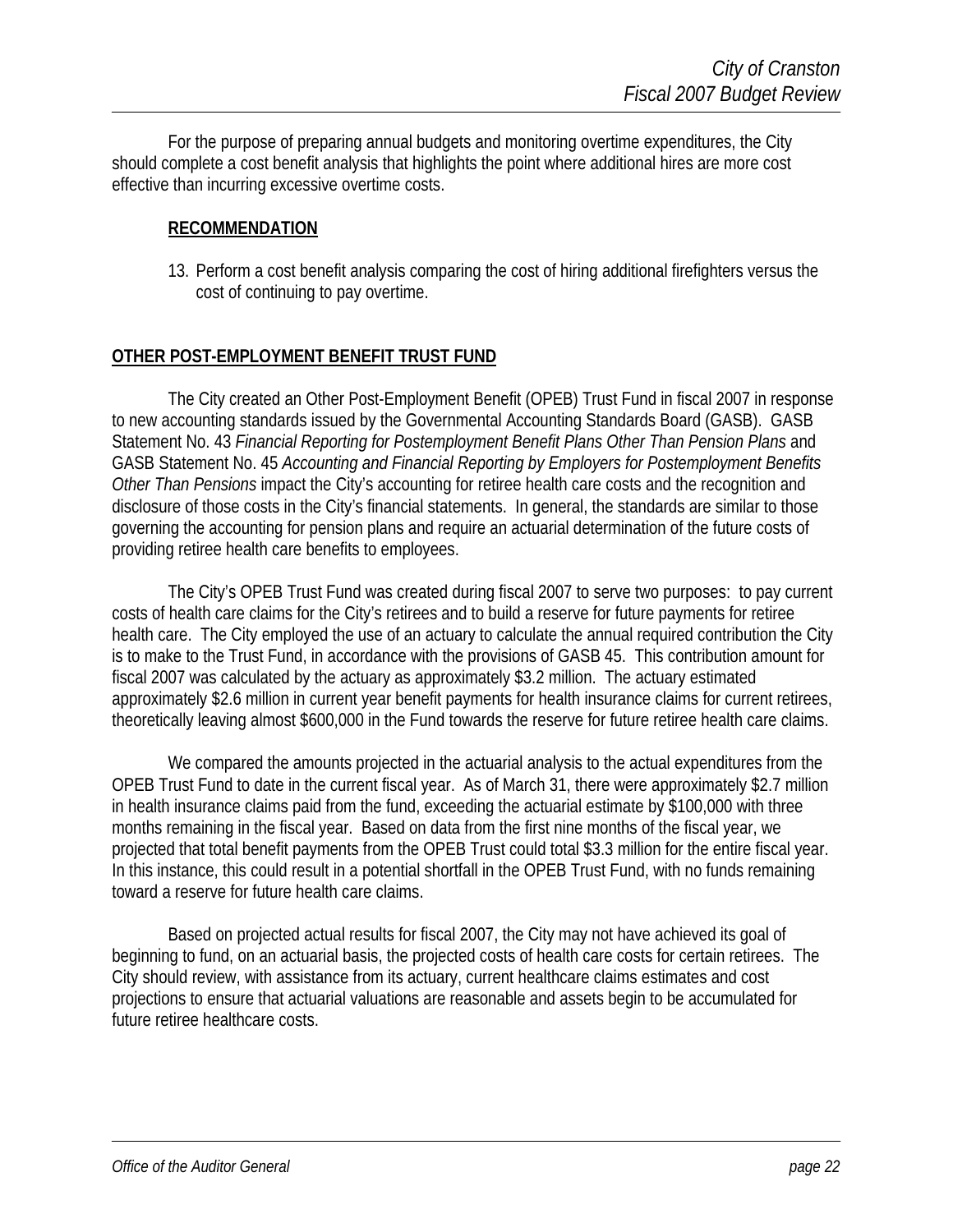For the purpose of preparing annual budgets and monitoring overtime expenditures, the City should complete a cost benefit analysis that highlights the point where additional hires are more cost effective than incurring excessive overtime costs.

**RECOMMENDATION**

13. Perform a cost benefit analysis comparing the cost of hiring additional firefighters versus the cost of continuing to pay overtime.

## OTHER POST-EMPLOYMENT BENEFIT TRUST FUND

The City created an Other Post-Employment Benefit (OPEB) Trust Fund in fiscal 2007 in response to new accounting standards issued by the Governmental Accounting Standards Board (GASB). GASB Statement No. 43 *Financial Reporting for Postemployment Benefit Plans Other Than Pension Plans* and GASB Statement No. 45 *Accounting and Financial Reporting by Employers for Postemployment Benefits Other Than Pensions* impact the City's accounting for retiree health care costs and the recognition and disclosure of those costs in the City's financial statements. In general, the standards are similar to those governing the accounting for pension plans and require an actuarial determination of the future costs of providing retiree health care benefits to employees.

The City's OPEB Trust Fund was created during fiscal 2007 to serve two purposes: to pay current costs of health care claims for the City's retirees and to build a reserve for future payments for retiree health care. The City employed the use of an actuary to calculate the annual required contribution the City is to make to the Trust Fund, in accordance with the provisions of GASB 45. This contribution amount for fiscal 2007 was calculated by the actuary as approximately $3.2 million. The actuary estimated approximately $2.6 million in current year benefit payments for health insurance claims for current retirees, theoretically leaving almost $600,000 in the Fund towards the reserve for future retiree health care claims.

We compared the amounts projected in the actuarial analysis to the actual expenditures from the OPEB Trust Fund to date in the current fiscal year. As of March 31, there were approximately $2.7 million in health insurance claims paid from the fund, exceeding the actuarial estimate by $100,000 with three months remaining in the fiscal year. Based on data from the first nine months of the fiscal year, we projected that total benefit payments from the OPEB Trust could total $3.3 million for the entire fiscal year. In this instance, this could result in a potential shortfall in the OPEB Trust Fund, with no funds remaining toward a reserve for future health care claims.

Based on projected actual results for fiscal 2007, the City may not have achieved its goal of beginning to fund, on an actuarial basis, the projected costs of health care costs for certain retirees. The City should review, with assistance from its actuary, current healthcare claims estimates and cost projections to ensure that actuarial valuations are reasonable and assets begin to be accumulated for future retiree healthcare costs.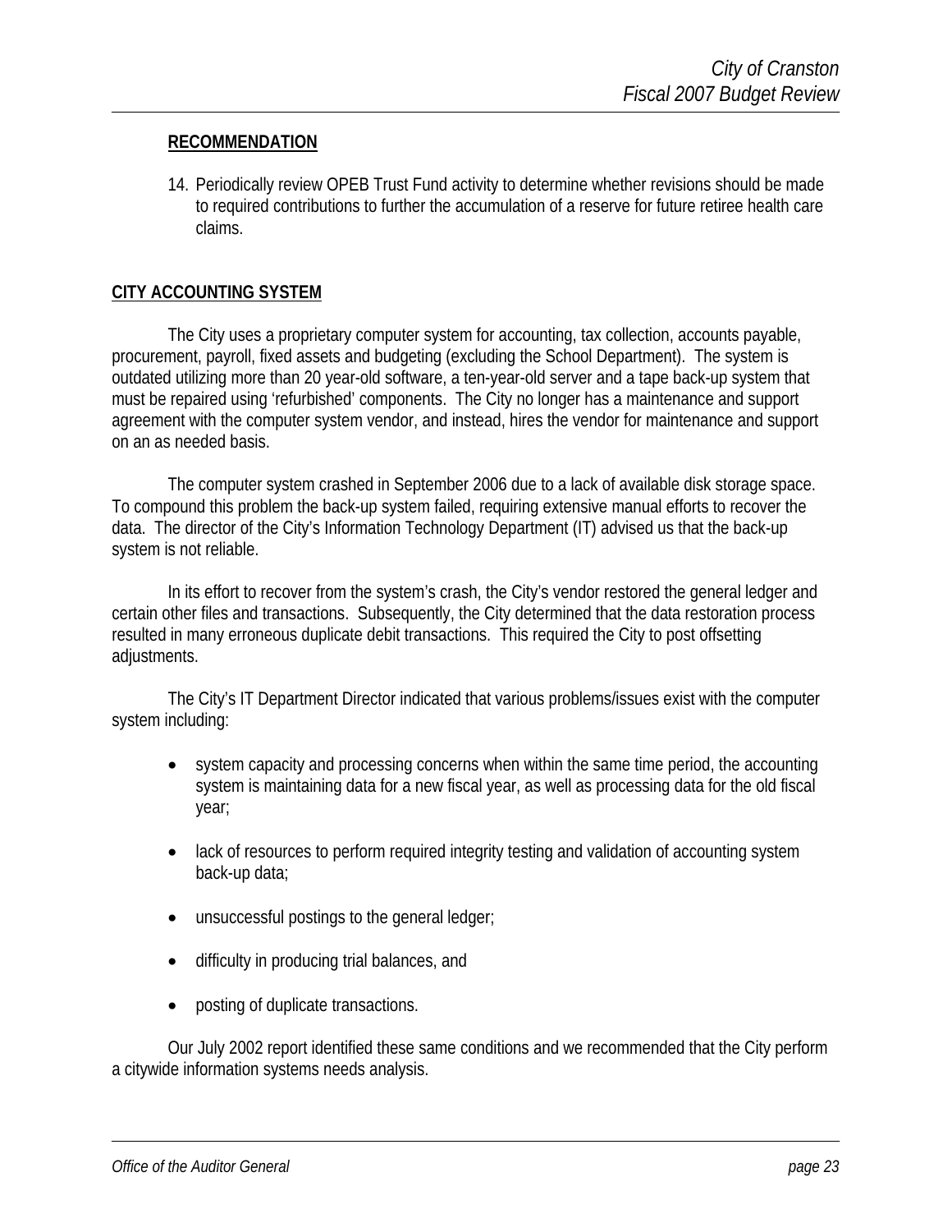**RECOMMENDATION**

14. Periodically review OPEB Trust Fund activity to determine whether revisions should be made to required contributions to further the accumulation of a reserve for future retiree health care claims.

**CITY ACCOUNTING SYSTEM**

The City uses a proprietary computer system for accounting, tax collection, accounts payable, procurement, payroll, fixed assets and budgeting (excluding the School Department). The system is outdated utilizing more than 20 year-old software, a ten-year-old server and a tape back-up system that must be repaired using 'refurbished' components. The City no longer has a maintenance and support agreement with the computer system vendor, and instead, hires the vendor for maintenance and support on an as needed basis.

The computer system crashed in September 2006 due to a lack of available disk storage space. To compound this problem the back-up system failed, requiring extensive manual efforts to recover the data. The director of the City's Information Technology Department (IT) advised us that the back-up system is not reliable.

In its effort to recover from the system's crash, the City's vendor restored the general ledger and certain other files and transactions. Subsequently, the City determined that the data restoration process resulted in many erroneous duplicate debit transactions. This required the City to post offsetting adjustments.

The City's IT Department Director indicated that various problems/issues exist with the computer system including:

- system capacity and processing concerns when within the same time period, the accounting system is maintaining data for a new fiscal year, as well as processing data for the old fiscal year;
- lack of resources to perform required integrity testing and validation of accounting system back-up data;
- unsuccessful postings to the general ledger;
- difficulty in producing trial balances, and
- posting of duplicate transactions.

Our July 2002 report identified these same conditions and we recommended that the City perform a citywide information systems needs analysis.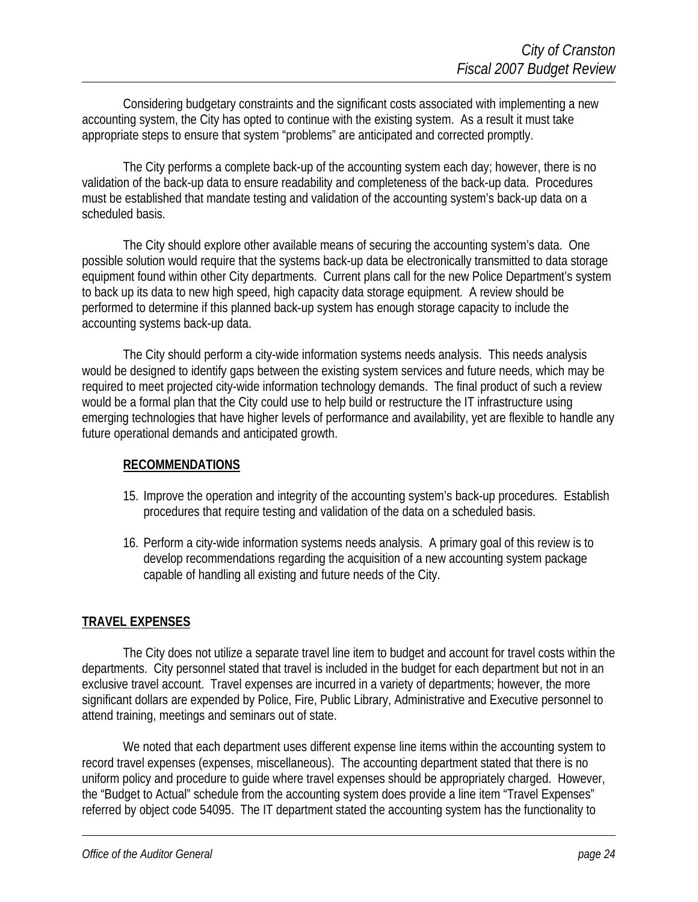Considering budgetary constraints and the significant costs associated with implementing a new accounting system, the City has opted to continue with the existing system. As a result it must take appropriate steps to ensure that system "problems" are anticipated and corrected promptly.

The City performs a complete back-up of the accounting system each day; however, there is no validation of the back-up data to ensure readability and completeness of the back-up data. Procedures must be established that mandate testing and validation of the accounting system's back-up data on a scheduled basis.

The City should explore other available means of securing the accounting system's data. One possible solution would require that the systems back-up data be electronically transmitted to data storage equipment found within other City departments. Current plans call for the new Police Department's system to back up its data to new high speed, high capacity data storage equipment. A review should be performed to determine if this planned back-up system has enough storage capacity to include the accounting systems back-up data.

The City should perform a city-wide information systems needs analysis. This needs analysis would be designed to identify gaps between the existing system services and future needs, which may be required to meet projected city-wide information technology demands. The final product of such a review would be a formal plan that the City could use to help build or restructure the IT infrastructure using emerging technologies that have higher levels of performance and availability, yet are flexible to handle any future operational demands and anticipated growth.

**RECOMMENDATIONS**

15. Improve the operation and integrity of the accounting system's back-up procedures. Establish procedures that require testing and validation of the data on a scheduled basis.

16. Perform a city-wide information systems needs analysis. A primary goal of this review is to develop recommendations regarding the acquisition of a new accounting system package capable of handling all existing and future needs of the City.

## TRAVEL EXPENSES

The City does not utilize a separate travel line item to budget and account for travel costs within the departments. City personnel stated that travel is included in the budget for each department but not in an exclusive travel account. Travel expenses are incurred in a variety of departments; however, the more significant dollars are expended by Police, Fire, Public Library, Administrative and Executive personnel to attend training, meetings and seminars out of state.

We noted that each department uses different expense line items within the accounting system to record travel expenses (expenses, miscellaneous). The accounting department stated that there is no uniform policy and procedure to guide where travel expenses should be appropriately charged. However, the "Budget to Actual" schedule from the accounting system does provide a line item "Travel Expenses" referred by object code 54095. The IT department stated the accounting system has the functionality to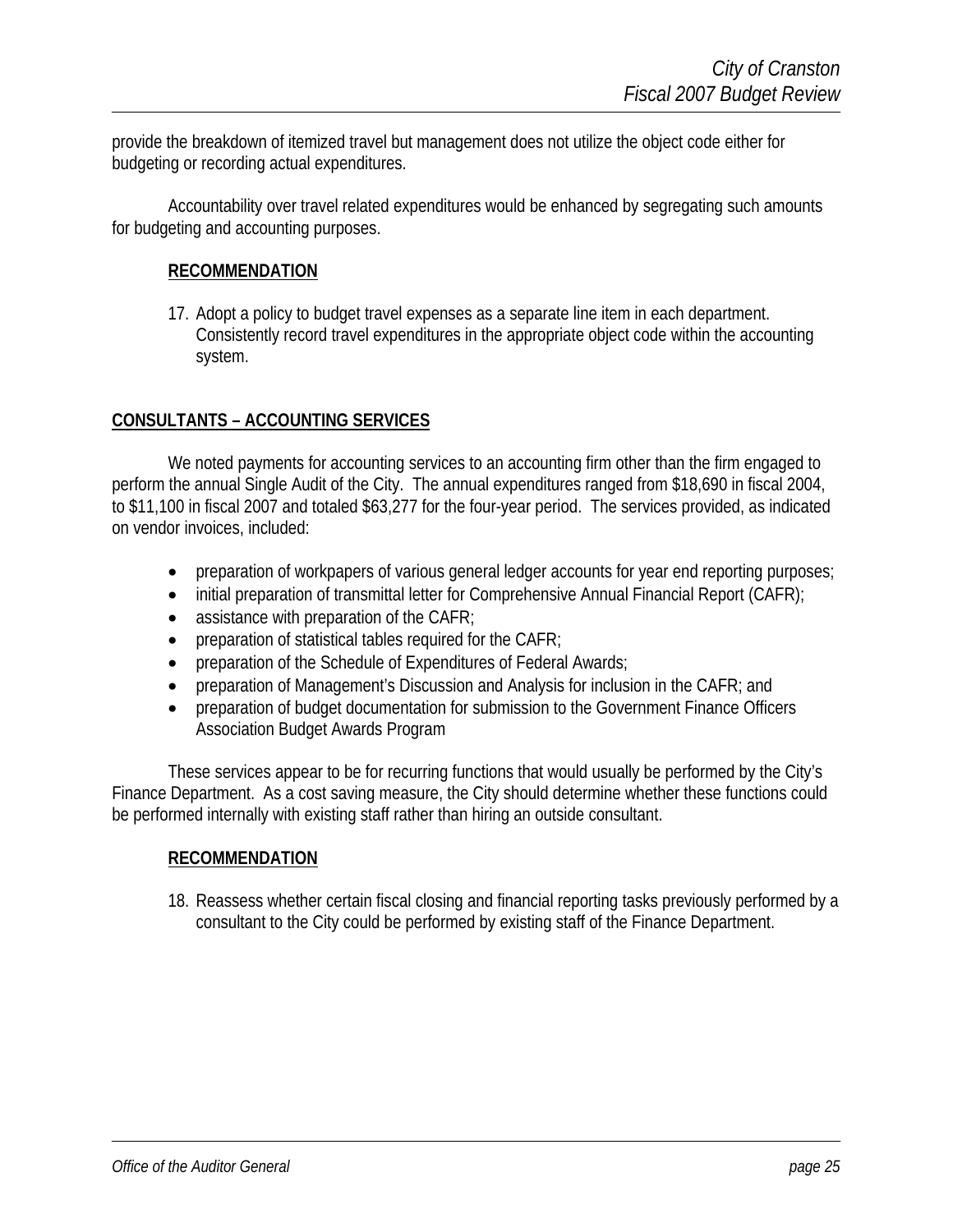provide the breakdown of itemized travel but management does not utilize the object code either for budgeting or recording actual expenditures.

Accountability over travel related expenditures would be enhanced by segregating such amounts for budgeting and accounting purposes.

**RECOMMENDATION**

17. Adopt a policy to budget travel expenses as a separate line item in each department. Consistently record travel expenditures in the appropriate object code within the accounting system.

## CONSULTANTS – ACCOUNTING SERVICES

We noted payments for accounting services to an accounting firm other than the firm engaged to perform the annual Single Audit of the City. The annual expenditures ranged from $18,690 in fiscal 2004, to $11,100 in fiscal 2007 and totaled $63,277 for the four-year period. The services provided, as indicated on vendor invoices, included:

- preparation of workpapers of various general ledger accounts for year end reporting purposes;
- initial preparation of transmittal letter for Comprehensive Annual Financial Report (CAFR);
- assistance with preparation of the CAFR;
- preparation of statistical tables required for the CAFR;
- preparation of the Schedule of Expenditures of Federal Awards;
- preparation of Management's Discussion and Analysis for inclusion in the CAFR; and
- preparation of budget documentation for submission to the Government Finance Officers Association Budget Awards Program

These services appear to be for recurring functions that would usually be performed by the City's Finance Department. As a cost saving measure, the City should determine whether these functions could be performed internally with existing staff rather than hiring an outside consultant.

**RECOMMENDATION**

18. Reassess whether certain fiscal closing and financial reporting tasks previously performed by a consultant to the City could be performed by existing staff of the Finance Department.